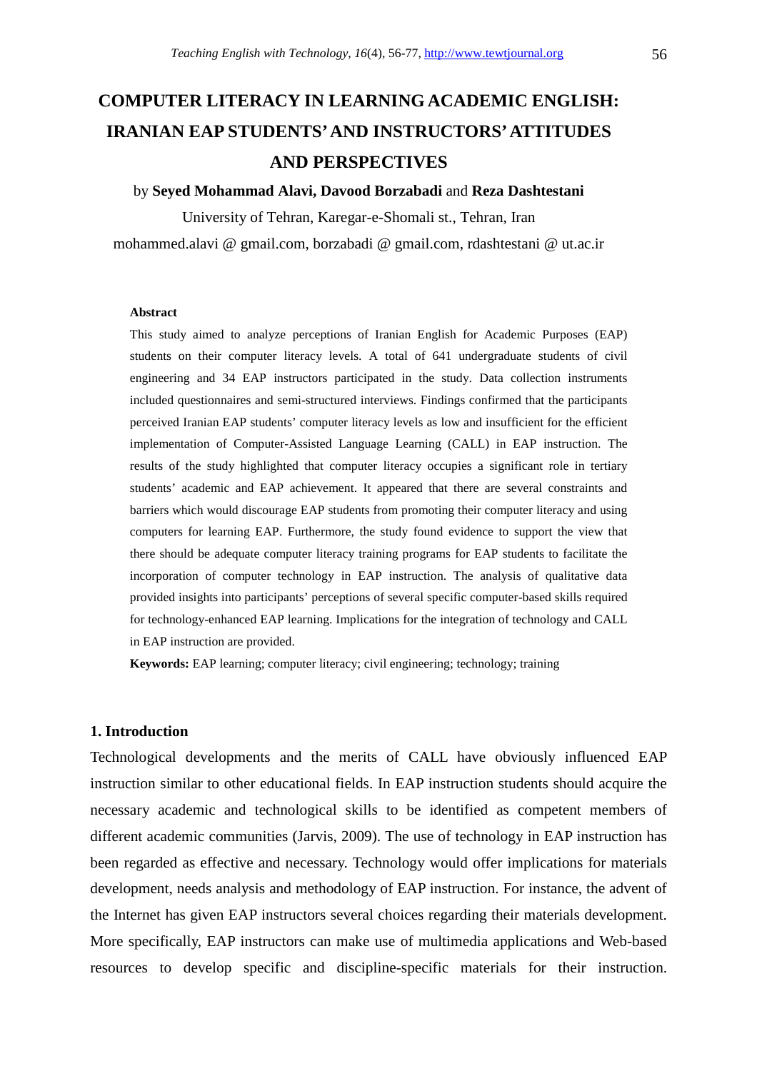# COMPUTER LITERACY IN LEARNING ACADEMIC ENGLISH: IRANIAN EAP STUDENTS' AND INSTRUCTORS' ATTITUDES AND PERSPECTIVES

by **Seyed Mohammad Alavi, Davood Borzabadi** and **Reza Dashtestani**

University of Tehran, Karegar-e-Shomali st., Tehran, Iran

mohammed.alavi @ gmail.com, borzabadi @ gmail.com, rdashtestani @ ut.ac.ir

**Abstract**

This study aimed to analyze perceptions of Iranian English for Academic Purposes (EAP) students on their computer literacy levels. A total of 641 undergraduate students of civil engineering and 34 EAP instructors participated in the study. Data collection instruments included questionnaires and semi-structured interviews. Findings confirmed that the participants perceived Iranian EAP students' computer literacy levels as low and insufficient for the efficient implementation of Computer-Assisted Language Learning (CALL) in EAP instruction. The results of the study highlighted that computer literacy occupies a significant role in tertiary students' academic and EAP achievement. It appeared that there are several constraints and barriers which would discourage EAP students from promoting their computer literacy and using computers for learning EAP. Furthermore, the study found evidence to support the view that there should be adequate computer literacy training programs for EAP students to facilitate the incorporation of computer technology in EAP instruction. The analysis of qualitative data provided insights into participants' perceptions of several specific computer-based skills required for technology-enhanced EAP learning. Implications for the integration of technology and CALL in EAP instruction are provided.

**Keywords:** EAP learning; computer literacy; civil engineering; technology; training

## 1. Introduction

Technological developments and the merits of CALL have obviously influenced EAP instruction similar to other educational fields. In EAP instruction students should acquire the necessary academic and technological skills to be identified as competent members of different academic communities (Jarvis, 2009). The use of technology in EAP instruction has been regarded as effective and necessary. Technology would offer implications for materials development, needs analysis and methodology of EAP instruction. For instance, the advent of the Internet has given EAP instructors several choices regarding their materials development. More specifically, EAP instructors can make use of multimedia applications and Web-based resources to develop specific and discipline-specific materials for their instruction.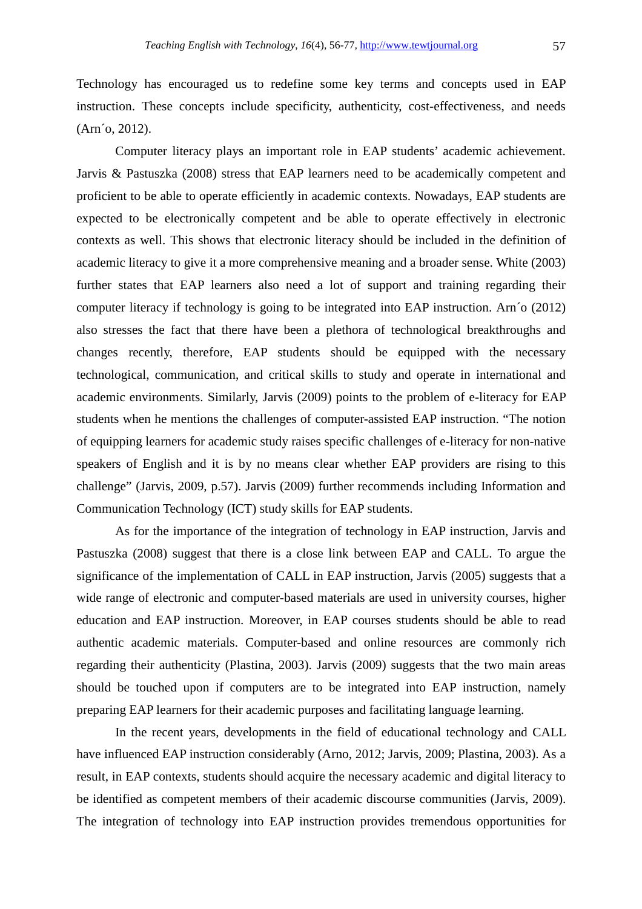Technology has encouraged us to redefine some key terms and concepts used in EAP instruction. These concepts include specificity, authenticity, cost-effectiveness, and needs (Arn´o, 2012).

Computer literacy plays an important role in EAP students' academic achievement. Jarvis & Pastuszka (2008) stress that EAP learners need to be academically competent and proficient to be able to operate efficiently in academic contexts. Nowadays, EAP students are expected to be electronically competent and be able to operate effectively in electronic contexts as well. This shows that electronic literacy should be included in the definition of academic literacy to give it a more comprehensive meaning and a broader sense. White (2003) further states that EAP learners also need a lot of support and training regarding their computer literacy if technology is going to be integrated into EAP instruction. Arn´o (2012) also stresses the fact that there have been a plethora of technological breakthroughs and changes recently, therefore, EAP students should be equipped with the necessary technological, communication, and critical skills to study and operate in international and academic environments. Similarly, Jarvis (2009) points to the problem of e-literacy for EAP students when he mentions the challenges of computer-assisted EAP instruction. "The notion of equipping learners for academic study raises specific challenges of e-literacy for non-native speakers of English and it is by no means clear whether EAP providers are rising to this challenge" (Jarvis, 2009, p.57). Jarvis (2009) further recommends including Information and Communication Technology (ICT) study skills for EAP students.

As for the importance of the integration of technology in EAP instruction, Jarvis and Pastuszka (2008) suggest that there is a close link between EAP and CALL. To argue the significance of the implementation of CALL in EAP instruction, Jarvis (2005) suggests that a wide range of electronic and computer-based materials are used in university courses, higher education and EAP instruction. Moreover, in EAP courses students should be able to read authentic academic materials. Computer-based and online resources are commonly rich regarding their authenticity (Plastina, 2003). Jarvis (2009) suggests that the two main areas should be touched upon if computers are to be integrated into EAP instruction, namely preparing EAP learners for their academic purposes and facilitating language learning.

In the recent years, developments in the field of educational technology and CALL have influenced EAP instruction considerably (Arno, 2012; Jarvis, 2009; Plastina, 2003). As a result, in EAP contexts, students should acquire the necessary academic and digital literacy to be identified as competent members of their academic discourse communities (Jarvis, 2009). The integration of technology into EAP instruction provides tremendous opportunities for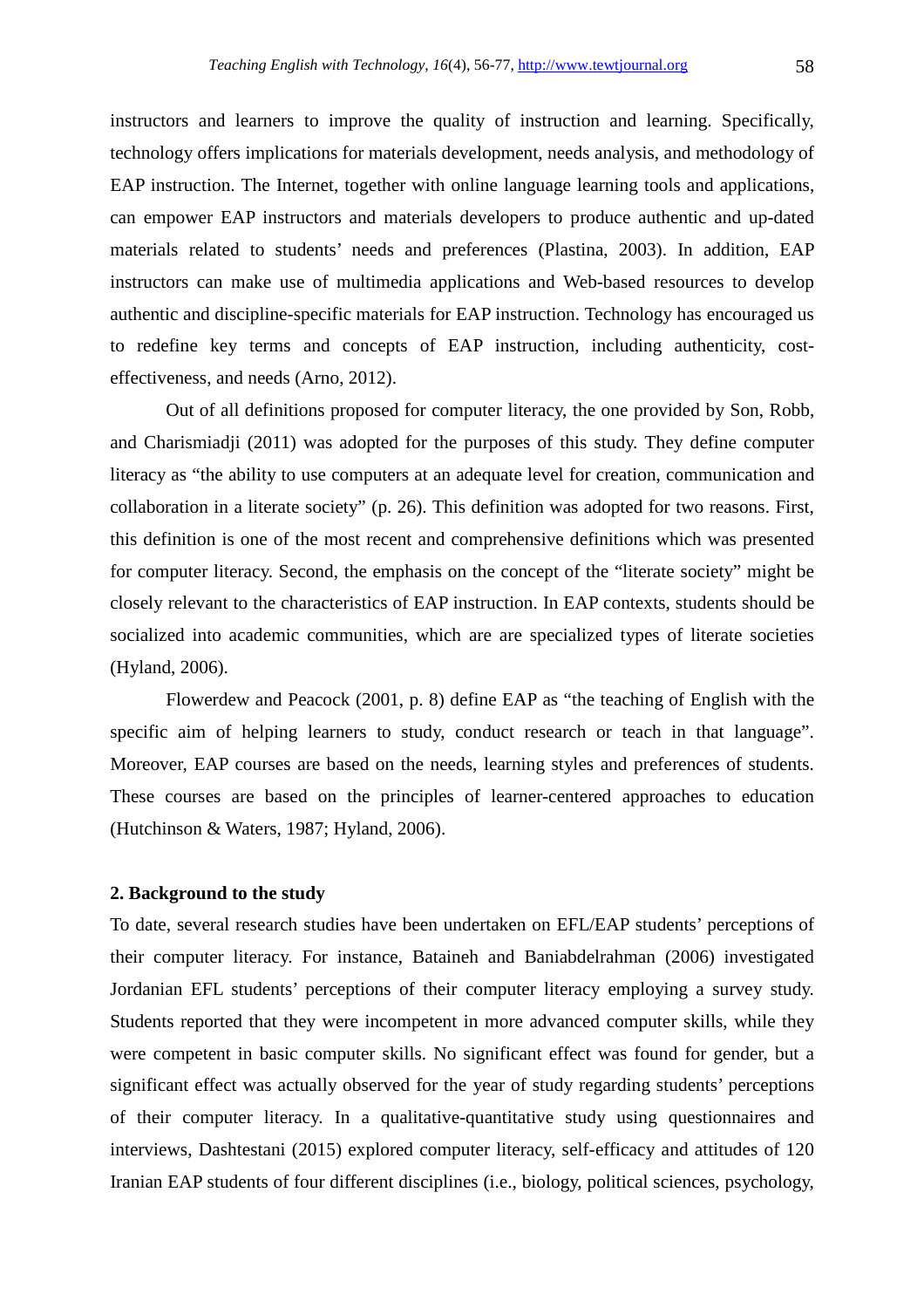instructors and learners to improve the quality of instruction and learning. Specifically, technology offers implications for materials development, needs analysis, and methodology of EAP instruction. The Internet, together with online language learning tools and applications, can empower EAP instructors and materials developers to produce authentic and up-dated materials related to students' needs and preferences (Plastina, 2003). In addition, EAP instructors can make use of multimedia applications and Web-based resources to develop authentic and discipline-specific materials for EAP instruction. Technology has encouraged us to redefine key terms and concepts of EAP instruction, including authenticity, cost-effectiveness, and needs (Arno, 2012).

Out of all definitions proposed for computer literacy, the one provided by Son, Robb, and Charismiadji (2011) was adopted for the purposes of this study. They define computer literacy as "the ability to use computers at an adequate level for creation, communication and collaboration in a literate society" (p. 26). This definition was adopted for two reasons. First, this definition is one of the most recent and comprehensive definitions which was presented for computer literacy. Second, the emphasis on the concept of the "literate society" might be closely relevant to the characteristics of EAP instruction. In EAP contexts, students should be socialized into academic communities, which are are specialized types of literate societies (Hyland, 2006).

Flowerdew and Peacock (2001, p. 8) define EAP as "the teaching of English with the specific aim of helping learners to study, conduct research or teach in that language". Moreover, EAP courses are based on the needs, learning styles and preferences of students. These courses are based on the principles of learner-centered approaches to education (Hutchinson & Waters, 1987; Hyland, 2006).

## 2. Background to the study

To date, several research studies have been undertaken on EFL/EAP students' perceptions of their computer literacy. For instance, Bataineh and Baniabdelrahman (2006) investigated Jordanian EFL students' perceptions of their computer literacy employing a survey study. Students reported that they were incompetent in more advanced computer skills, while they were competent in basic computer skills. No significant effect was found for gender, but a significant effect was actually observed for the year of study regarding students' perceptions of their computer literacy. In a qualitative-quantitative study using questionnaires and interviews, Dashtestani (2015) explored computer literacy, self-efficacy and attitudes of 120 Iranian EAP students of four different disciplines (i.e., biology, political sciences, psychology,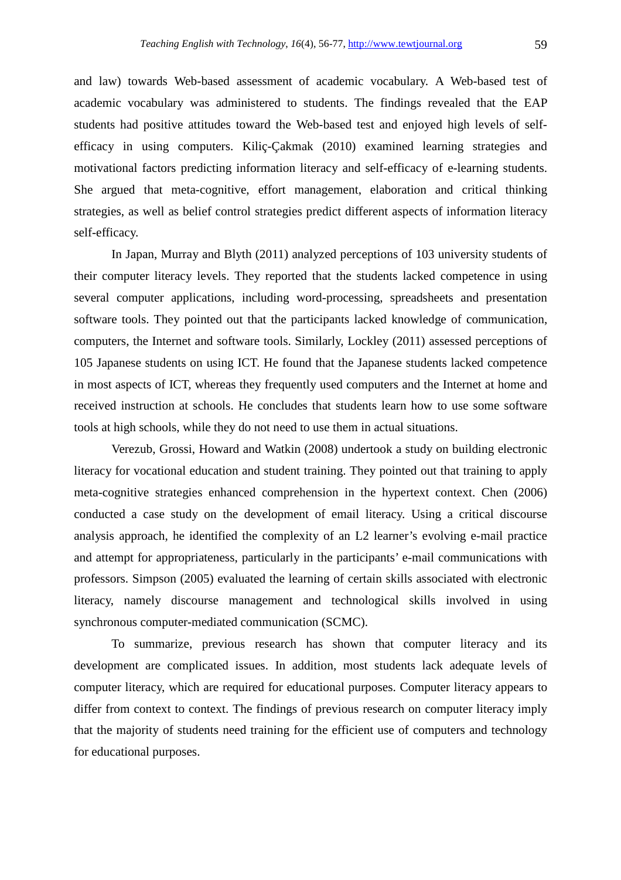and law) towards Web-based assessment of academic vocabulary. A Web-based test of academic vocabulary was administered to students. The findings revealed that the EAP students had positive attitudes toward the Web-based test and enjoyed high levels of self-efficacy in using computers. Kiliç-Çakmak (2010) examined learning strategies and motivational factors predicting information literacy and self-efficacy of e-learning students. She argued that meta-cognitive, effort management, elaboration and critical thinking strategies, as well as belief control strategies predict different aspects of information literacy self-efficacy.

In Japan, Murray and Blyth (2011) analyzed perceptions of 103 university students of their computer literacy levels. They reported that the students lacked competence in using several computer applications, including word-processing, spreadsheets and presentation software tools. They pointed out that the participants lacked knowledge of communication, computers, the Internet and software tools. Similarly, Lockley (2011) assessed perceptions of 105 Japanese students on using ICT. He found that the Japanese students lacked competence in most aspects of ICT, whereas they frequently used computers and the Internet at home and received instruction at schools. He concludes that students learn how to use some software tools at high schools, while they do not need to use them in actual situations.

Verezub, Grossi, Howard and Watkin (2008) undertook a study on building electronic literacy for vocational education and student training. They pointed out that training to apply meta-cognitive strategies enhanced comprehension in the hypertext context. Chen (2006) conducted a case study on the development of email literacy. Using a critical discourse analysis approach, he identified the complexity of an L2 learner's evolving e-mail practice and attempt for appropriateness, particularly in the participants' e-mail communications with professors. Simpson (2005) evaluated the learning of certain skills associated with electronic literacy, namely discourse management and technological skills involved in using synchronous computer-mediated communication (SCMC).

To summarize, previous research has shown that computer literacy and its development are complicated issues. In addition, most students lack adequate levels of computer literacy, which are required for educational purposes. Computer literacy appears to differ from context to context. The findings of previous research on computer literacy imply that the majority of students need training for the efficient use of computers and technology for educational purposes.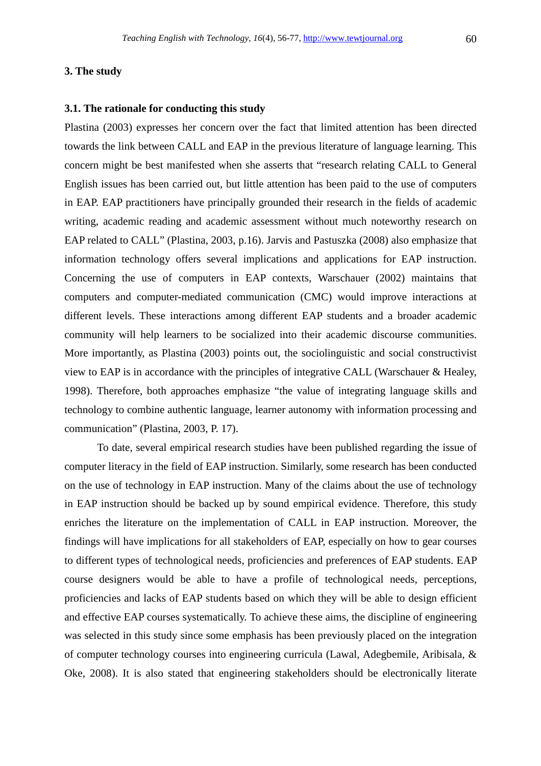## 3. The study

### 3.1. The rationale for conducting this study

Plastina (2003) expresses her concern over the fact that limited attention has been directed towards the link between CALL and EAP in the previous literature of language learning. This concern might be best manifested when she asserts that "research relating CALL to General English issues has been carried out, but little attention has been paid to the use of computers in EAP. EAP practitioners have principally grounded their research in the fields of academic writing, academic reading and academic assessment without much noteworthy research on EAP related to CALL" (Plastina, 2003, p.16). Jarvis and Pastuszka (2008) also emphasize that information technology offers several implications and applications for EAP instruction. Concerning the use of computers in EAP contexts, Warschauer (2002) maintains that computers and computer-mediated communication (CMC) would improve interactions at different levels. These interactions among different EAP students and a broader academic community will help learners to be socialized into their academic discourse communities. More importantly, as Plastina (2003) points out, the sociolinguistic and social constructivist view to EAP is in accordance with the principles of integrative CALL (Warschauer & Healey, 1998). Therefore, both approaches emphasize "the value of integrating language skills and technology to combine authentic language, learner autonomy with information processing and communication" (Plastina, 2003, P. 17).

To date, several empirical research studies have been published regarding the issue of computer literacy in the field of EAP instruction. Similarly, some research has been conducted on the use of technology in EAP instruction. Many of the claims about the use of technology in EAP instruction should be backed up by sound empirical evidence. Therefore, this study enriches the literature on the implementation of CALL in EAP instruction. Moreover, the findings will have implications for all stakeholders of EAP, especially on how to gear courses to different types of technological needs, proficiencies and preferences of EAP students. EAP course designers would be able to have a profile of technological needs, perceptions, proficiencies and lacks of EAP students based on which they will be able to design efficient and effective EAP courses systematically. To achieve these aims, the discipline of engineering was selected in this study since some emphasis has been previously placed on the integration of computer technology courses into engineering curricula (Lawal, Adegbemile, Aribisala, & Oke, 2008). It is also stated that engineering stakeholders should be electronically literate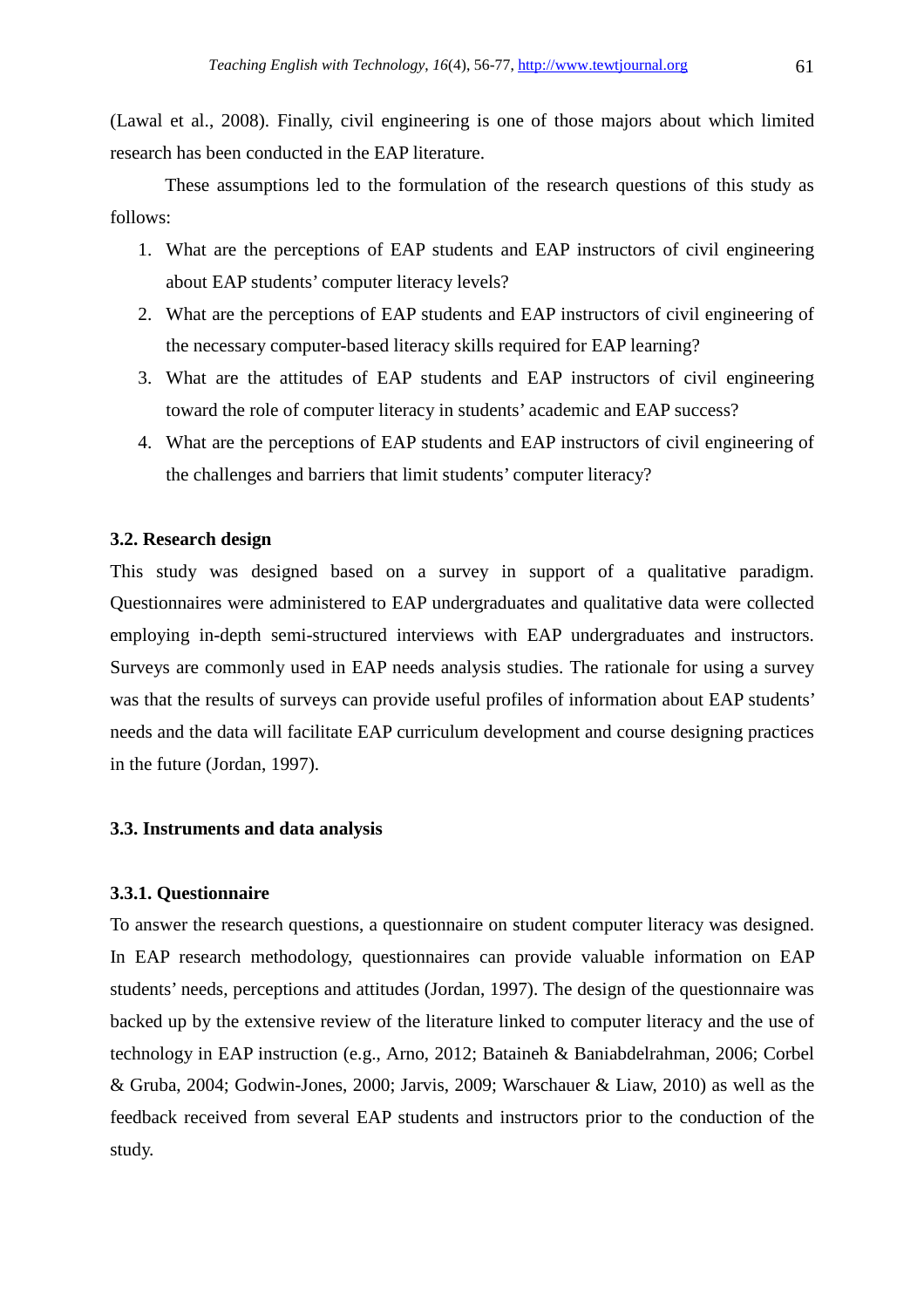(Lawal et al., 2008). Finally, civil engineering is one of those majors about which limited research has been conducted in the EAP literature.

These assumptions led to the formulation of the research questions of this study as follows:

1. What are the perceptions of EAP students and EAP instructors of civil engineering about EAP students' computer literacy levels?
2. What are the perceptions of EAP students and EAP instructors of civil engineering of the necessary computer-based literacy skills required for EAP learning?
3. What are the attitudes of EAP students and EAP instructors of civil engineering toward the role of computer literacy in students' academic and EAP success?
4. What are the perceptions of EAP students and EAP instructors of civil engineering of the challenges and barriers that limit students' computer literacy?

### 3.2. Research design

This study was designed based on a survey in support of a qualitative paradigm. Questionnaires were administered to EAP undergraduates and qualitative data were collected employing in-depth semi-structured interviews with EAP undergraduates and instructors. Surveys are commonly used in EAP needs analysis studies. The rationale for using a survey was that the results of surveys can provide useful profiles of information about EAP students' needs and the data will facilitate EAP curriculum development and course designing practices in the future (Jordan, 1997).

### 3.3. Instruments and data analysis

#### 3.3.1. Questionnaire

To answer the research questions, a questionnaire on student computer literacy was designed. In EAP research methodology, questionnaires can provide valuable information on EAP students' needs, perceptions and attitudes (Jordan, 1997). The design of the questionnaire was backed up by the extensive review of the literature linked to computer literacy and the use of technology in EAP instruction (e.g., Arno, 2012; Bataineh & Baniabdelrahman, 2006; Corbel & Gruba, 2004; Godwin-Jones, 2000; Jarvis, 2009; Warschauer & Liaw, 2010) as well as the feedback received from several EAP students and instructors prior to the conduction of the study.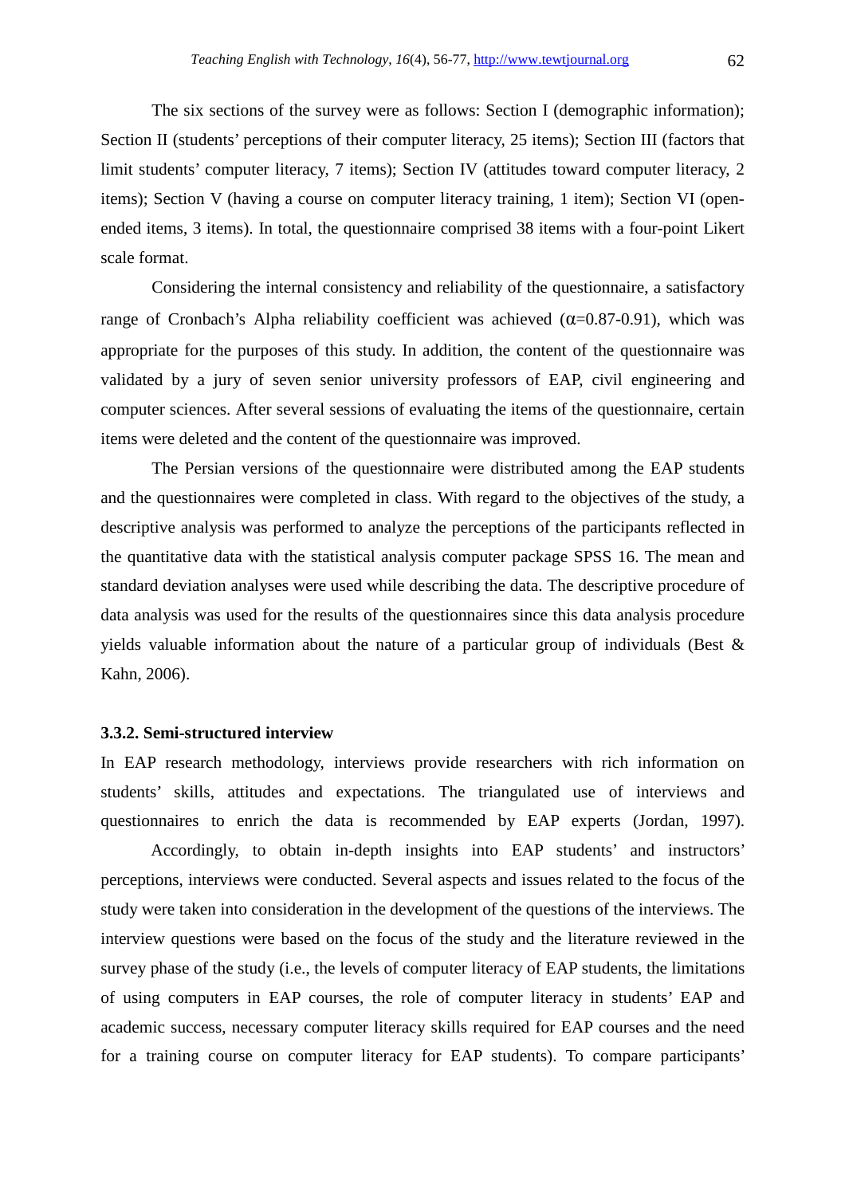The six sections of the survey were as follows: Section I (demographic information); Section II (students' perceptions of their computer literacy, 25 items); Section III (factors that limit students' computer literacy, 7 items); Section IV (attitudes toward computer literacy, 2 items); Section V (having a course on computer literacy training, 1 item); Section VI (open-ended items, 3 items). In total, the questionnaire comprised 38 items with a four-point Likert scale format.

Considering the internal consistency and reliability of the questionnaire, a satisfactory range of Cronbach's Alpha reliability coefficient was achieved ($\alpha$=0.87-0.91), which was appropriate for the purposes of this study. In addition, the content of the questionnaire was validated by a jury of seven senior university professors of EAP, civil engineering and computer sciences. After several sessions of evaluating the items of the questionnaire, certain items were deleted and the content of the questionnaire was improved.

The Persian versions of the questionnaire were distributed among the EAP students and the questionnaires were completed in class. With regard to the objectives of the study, a descriptive analysis was performed to analyze the perceptions of the participants reflected in the quantitative data with the statistical analysis computer package SPSS 16. The mean and standard deviation analyses were used while describing the data. The descriptive procedure of data analysis was used for the results of the questionnaires since this data analysis procedure yields valuable information about the nature of a particular group of individuals (Best & Kahn, 2006).

### 3.3.2. Semi-structured interview

In EAP research methodology, interviews provide researchers with rich information on students' skills, attitudes and expectations. The triangulated use of interviews and questionnaires to enrich the data is recommended by EAP experts (Jordan, 1997).

Accordingly, to obtain in-depth insights into EAP students' and instructors' perceptions, interviews were conducted. Several aspects and issues related to the focus of the study were taken into consideration in the development of the questions of the interviews. The interview questions were based on the focus of the study and the literature reviewed in the survey phase of the study (i.e., the levels of computer literacy of EAP students, the limitations of using computers in EAP courses, the role of computer literacy in students' EAP and academic success, necessary computer literacy skills required for EAP courses and the need for a training course on computer literacy for EAP students). To compare participants'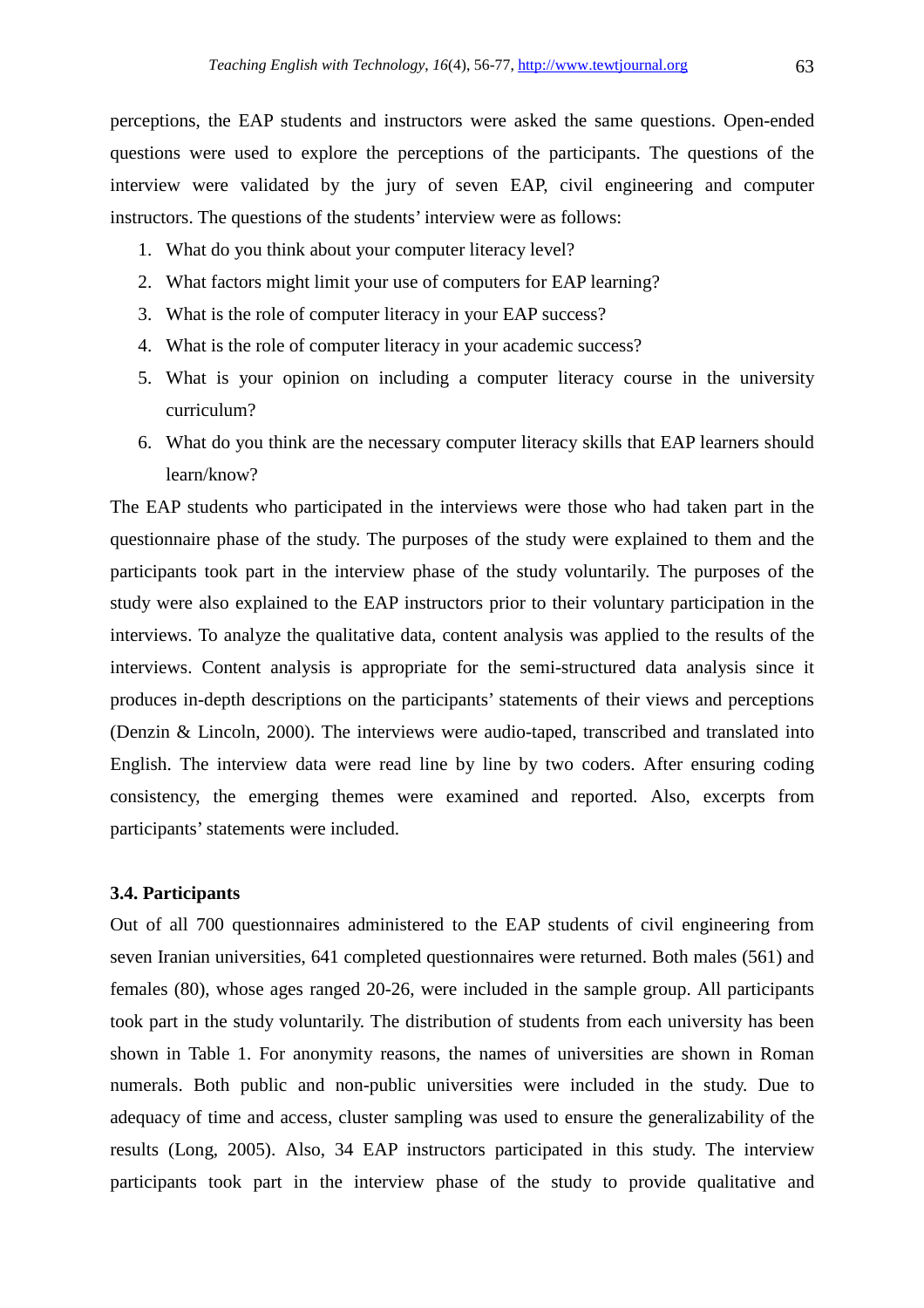perceptions, the EAP students and instructors were asked the same questions. Open-ended questions were used to explore the perceptions of the participants. The questions of the interview were validated by the jury of seven EAP, civil engineering and computer instructors. The questions of the students' interview were as follows:

1. What do you think about your computer literacy level?
2. What factors might limit your use of computers for EAP learning?
3. What is the role of computer literacy in your EAP success?
4. What is the role of computer literacy in your academic success?
5. What is your opinion on including a computer literacy course in the university curriculum?
6. What do you think are the necessary computer literacy skills that EAP learners should learn/know?

The EAP students who participated in the interviews were those who had taken part in the questionnaire phase of the study. The purposes of the study were explained to them and the participants took part in the interview phase of the study voluntarily. The purposes of the study were also explained to the EAP instructors prior to their voluntary participation in the interviews. To analyze the qualitative data, content analysis was applied to the results of the interviews. Content analysis is appropriate for the semi-structured data analysis since it produces in-depth descriptions on the participants' statements of their views and perceptions (Denzin & Lincoln, 2000). The interviews were audio-taped, transcribed and translated into English. The interview data were read line by line by two coders. After ensuring coding consistency, the emerging themes were examined and reported. Also, excerpts from participants' statements were included.

### 3.4. Participants

Out of all 700 questionnaires administered to the EAP students of civil engineering from seven Iranian universities, 641 completed questionnaires were returned. Both males (561) and females (80), whose ages ranged 20-26, were included in the sample group. All participants took part in the study voluntarily. The distribution of students from each university has been shown in Table 1. For anonymity reasons, the names of universities are shown in Roman numerals. Both public and non-public universities were included in the study. Due to adequacy of time and access, cluster sampling was used to ensure the generalizability of the results (Long, 2005). Also, 34 EAP instructors participated in this study. The interview participants took part in the interview phase of the study to provide qualitative and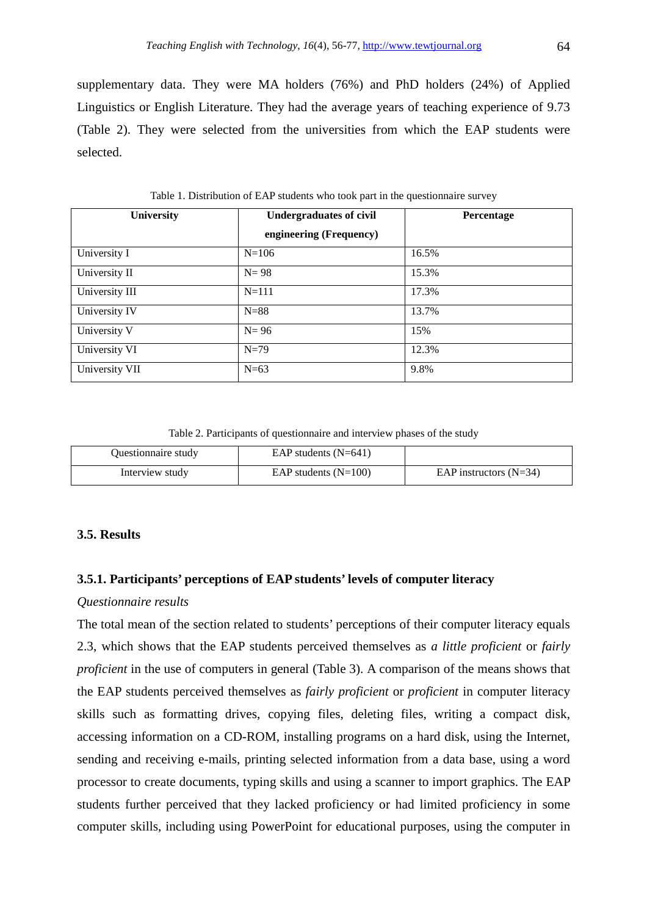supplementary data. They were MA holders (76%) and PhD holders (24%) of Applied Linguistics or English Literature. They had the average years of teaching experience of 9.73 (Table 2). They were selected from the universities from which the EAP students were selected.

Table 1. Distribution of EAP students who took part in the questionnaire survey

| University | Undergraduates of civil engineering (Frequency) | Percentage |
|---|---|---|
| University I | N=106 | 16.5% |
| University II | N= 98 | 15.3% |
| University III | N=111 | 17.3% |
| University IV | N=88 | 13.7% |
| University V | N= 96 | 15% |
| University VI | N=79 | 12.3% |
| University VII | N=63 | 9.8% |

Table 2. Participants of questionnaire and interview phases of the study

| | | |
|---|---|---|
| Questionnaire study | EAP students (N=641) | |
| Interview study | EAP students (N=100) | EAP instructors (N=34) |

### 3.5. Results

#### 3.5.1. Participants' perceptions of EAP students' levels of computer literacy

*Questionnaire results*

The total mean of the section related to students' perceptions of their computer literacy equals 2.3, which shows that the EAP students perceived themselves as *a little proficient* or *fairly proficient* in the use of computers in general (Table 3). A comparison of the means shows that the EAP students perceived themselves as *fairly proficient* or *proficient* in computer literacy skills such as formatting drives, copying files, deleting files, writing a compact disk, accessing information on a CD-ROM, installing programs on a hard disk, using the Internet, sending and receiving e-mails, printing selected information from a data base, using a word processor to create documents, typing skills and using a scanner to import graphics. The EAP students further perceived that they lacked proficiency or had limited proficiency in some computer skills, including using PowerPoint for educational purposes, using the computer in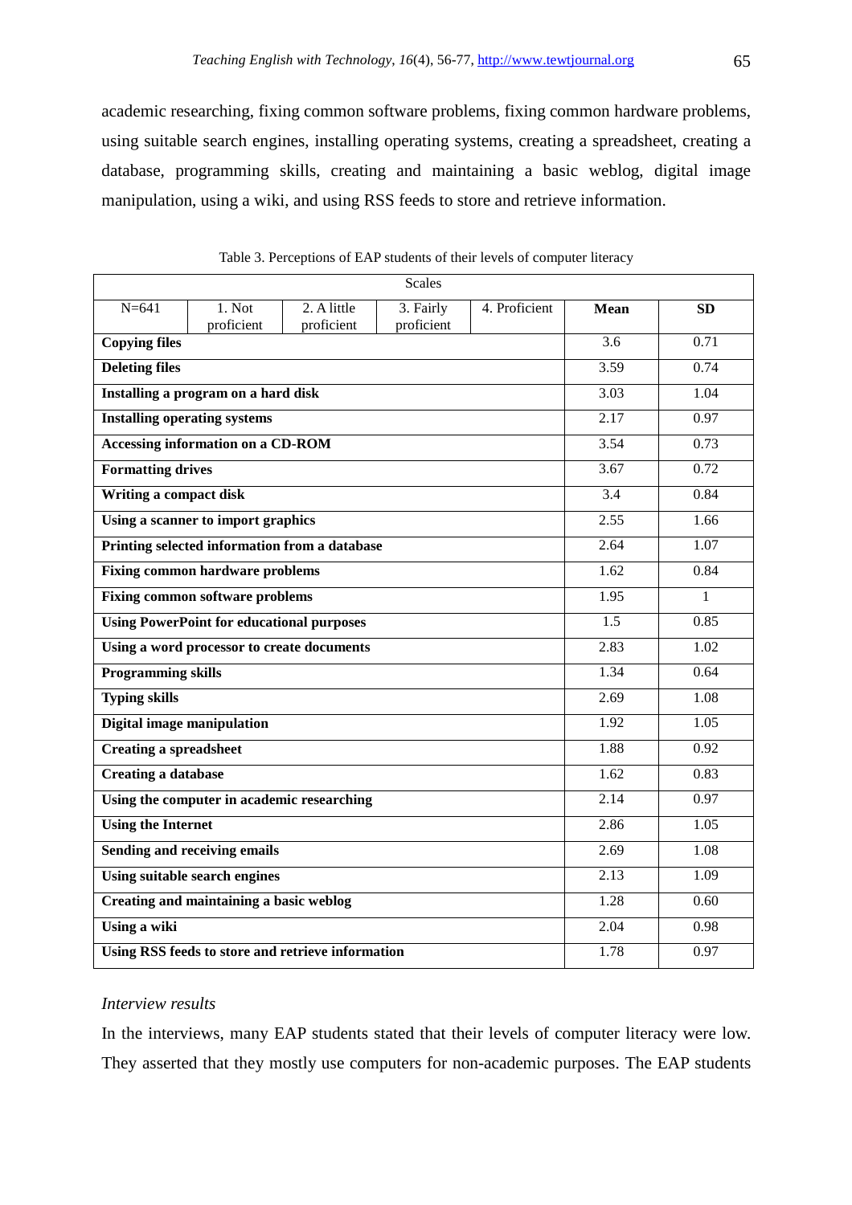academic researching, fixing common software problems, fixing common hardware problems, using suitable search engines, installing operating systems, creating a spreadsheet, creating a database, programming skills, creating and maintaining a basic weblog, digital image manipulation, using a wiki, and using RSS feeds to store and retrieve information.

Table 3. Perceptions of EAP students of their levels of computer literacy

| Scales | | | | | | |
|---|---|---|---|---|---|---|
| N=641 | 1. Not proficient | 2. A little proficient | 3. Fairly proficient | 4. Proficient | **Mean** | **SD** |
| **Copying files** | | | | | 3.6 | 0.71 |
| **Deleting files** | | | | | 3.59 | 0.74 |
| **Installing a program on a hard disk** | | | | | 3.03 | 1.04 |
| **Installing operating systems** | | | | | 2.17 | 0.97 |
| **Accessing information on a CD-ROM** | | | | | 3.54 | 0.73 |
| **Formatting drives** | | | | | 3.67 | 0.72 |
| **Writing a compact disk** | | | | | 3.4 | 0.84 |
| **Using a scanner to import graphics** | | | | | 2.55 | 1.66 |
| **Printing selected information from a database** | | | | | 2.64 | 1.07 |
| **Fixing common hardware problems** | | | | | 1.62 | 0.84 |
| **Fixing common software problems** | | | | | 1.95 | 1 |
| **Using PowerPoint for educational purposes** | | | | | 1.5 | 0.85 |
| **Using a word processor to create documents** | | | | | 2.83 | 1.02 |
| **Programming skills** | | | | | 1.34 | 0.64 |
| **Typing skills** | | | | | 2.69 | 1.08 |
| **Digital image manipulation** | | | | | 1.92 | 1.05 |
| **Creating a spreadsheet** | | | | | 1.88 | 0.92 |
| **Creating a database** | | | | | 1.62 | 0.83 |
| **Using the computer in academic researching** | | | | | 2.14 | 0.97 |
| **Using the Internet** | | | | | 2.86 | 1.05 |
| **Sending and receiving emails** | | | | | 2.69 | 1.08 |
| **Using suitable search engines** | | | | | 2.13 | 1.09 |
| **Creating and maintaining a basic weblog** | | | | | 1.28 | 0.60 |
| **Using a wiki** | | | | | 2.04 | 0.98 |
| **Using RSS feeds to store and retrieve information** | | | | | 1.78 | 0.97 |

*Interview results*

In the interviews, many EAP students stated that their levels of computer literacy were low. They asserted that they mostly use computers for non-academic purposes. The EAP students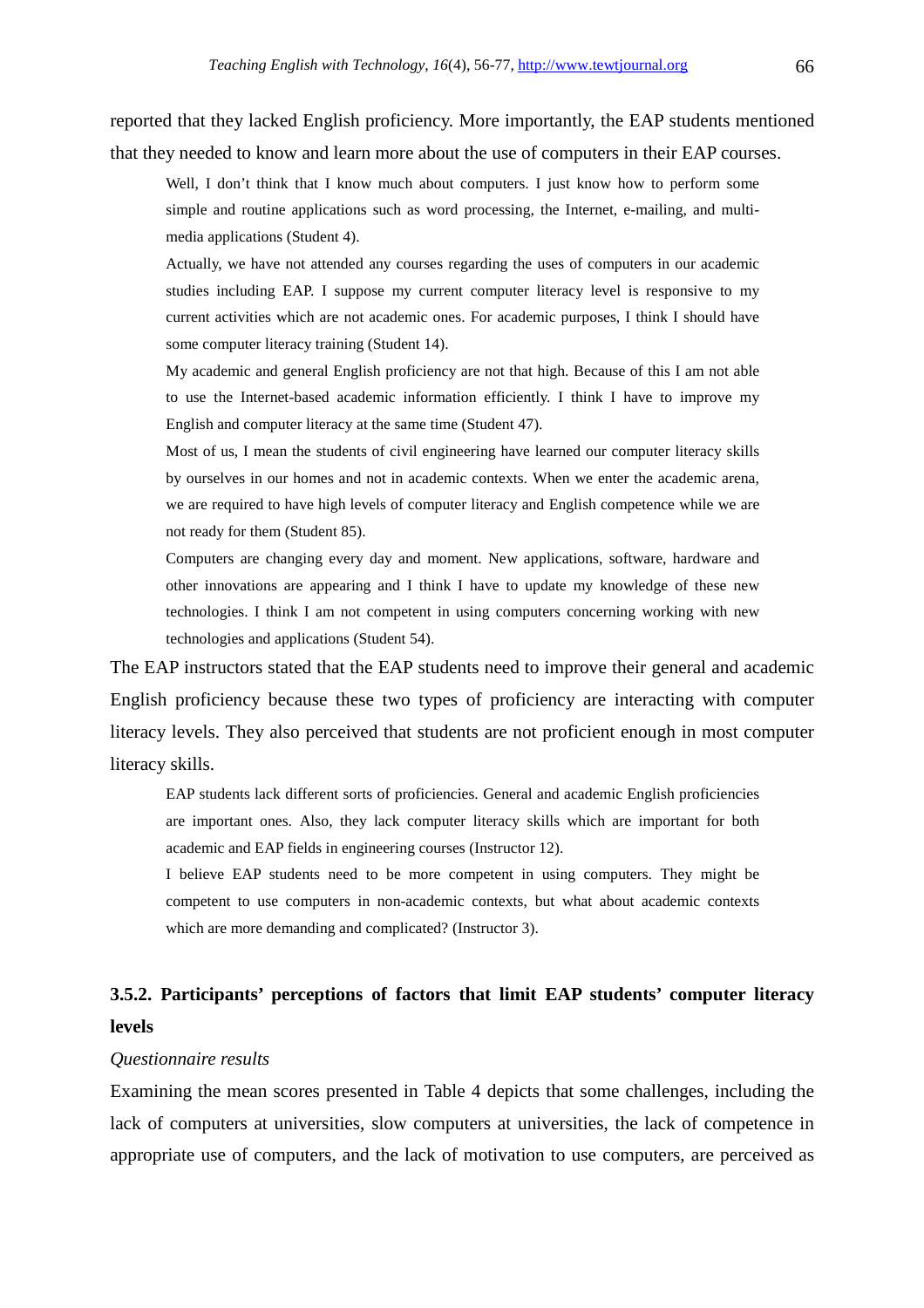reported that they lacked English proficiency. More importantly, the EAP students mentioned that they needed to know and learn more about the use of computers in their EAP courses.

> Well, I don't think that I know much about computers. I just know how to perform some simple and routine applications such as word processing, the Internet, e-mailing, and multi-media applications (Student 4).
>
> Actually, we have not attended any courses regarding the uses of computers in our academic studies including EAP. I suppose my current computer literacy level is responsive to my current activities which are not academic ones. For academic purposes, I think I should have some computer literacy training (Student 14).
>
> My academic and general English proficiency are not that high. Because of this I am not able to use the Internet-based academic information efficiently. I think I have to improve my English and computer literacy at the same time (Student 47).
>
> Most of us, I mean the students of civil engineering have learned our computer literacy skills by ourselves in our homes and not in academic contexts. When we enter the academic arena, we are required to have high levels of computer literacy and English competence while we are not ready for them (Student 85).
>
> Computers are changing every day and moment. New applications, software, hardware and other innovations are appearing and I think I have to update my knowledge of these new technologies. I think I am not competent in using computers concerning working with new technologies and applications (Student 54).

The EAP instructors stated that the EAP students need to improve their general and academic English proficiency because these two types of proficiency are interacting with computer literacy levels. They also perceived that students are not proficient enough in most computer literacy skills.

> EAP students lack different sorts of proficiencies. General and academic English proficiencies are important ones. Also, they lack computer literacy skills which are important for both academic and EAP fields in engineering courses (Instructor 12).
>
> I believe EAP students need to be more competent in using computers. They might be competent to use computers in non-academic contexts, but what about academic contexts which are more demanding and complicated? (Instructor 3).

### 3.5.2. Participants' perceptions of factors that limit EAP students' computer literacy levels

*Questionnaire results*

Examining the mean scores presented in Table 4 depicts that some challenges, including the lack of computers at universities, slow computers at universities, the lack of competence in appropriate use of computers, and the lack of motivation to use computers, are perceived as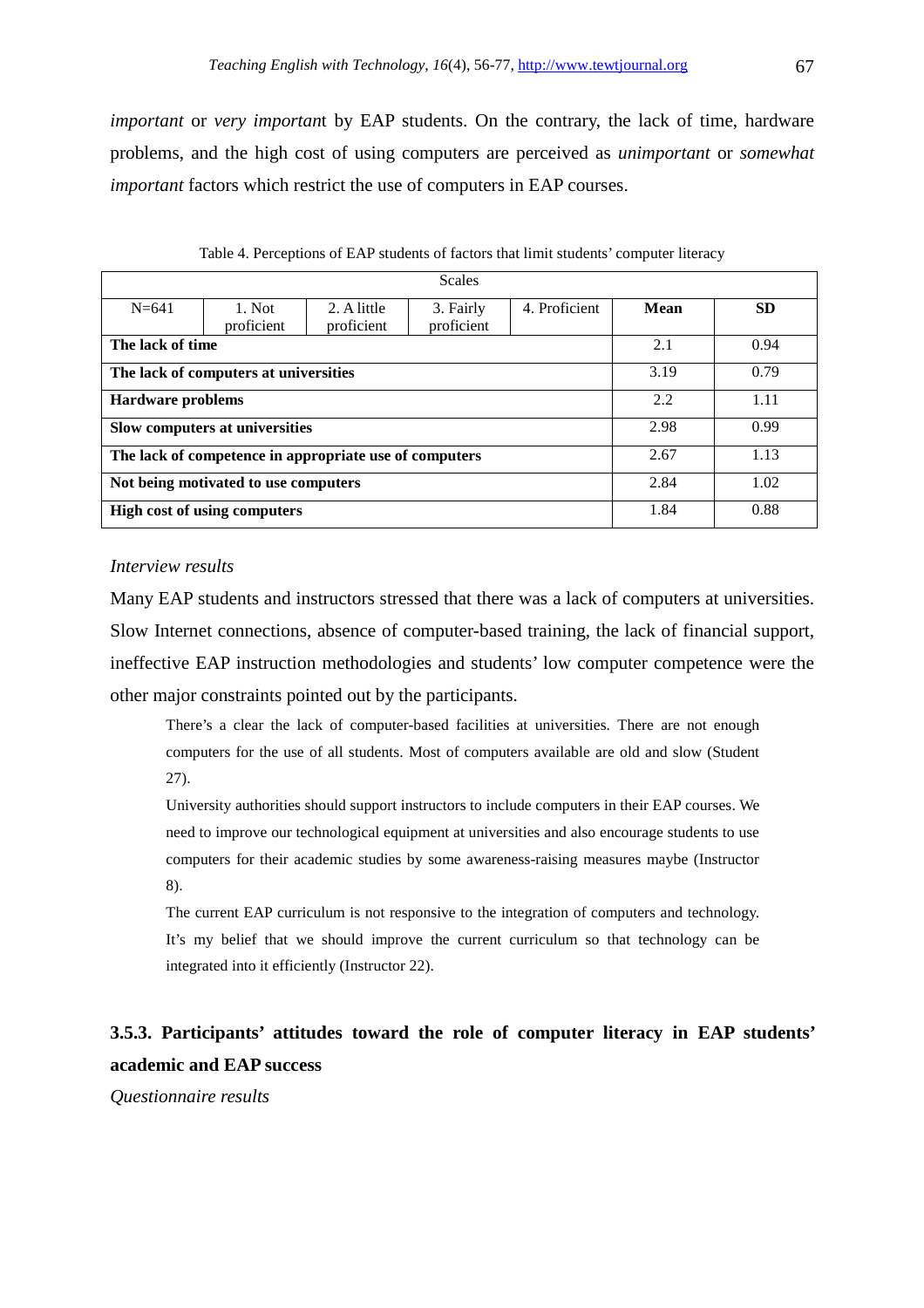*important* or *very important* by EAP students. On the contrary, the lack of time, hardware problems, and the high cost of using computers are perceived as *unimportant* or *somewhat important* factors which restrict the use of computers in EAP courses.

Table 4. Perceptions of EAP students of factors that limit students' computer literacy

| Scales | | | | | | |
|---|---|---|---|---|---|---|
| N=641 | 1. Not proficient | 2. A little proficient | 3. Fairly proficient | 4. Proficient | **Mean** | **SD** |
| **The lack of time** | | | | | 2.1 | 0.94 |
| **The lack of computers at universities** | | | | | 3.19 | 0.79 |
| **Hardware problems** | | | | | 2.2 | 1.11 |
| **Slow computers at universities** | | | | | 2.98 | 0.99 |
| **The lack of competence in appropriate use of computers** | | | | | 2.67 | 1.13 |
| **Not being motivated to use computers** | | | | | 2.84 | 1.02 |
| **High cost of using computers** | | | | | 1.84 | 0.88 |

*Interview results*

Many EAP students and instructors stressed that there was a lack of computers at universities. Slow Internet connections, absence of computer-based training, the lack of financial support, ineffective EAP instruction methodologies and students' low computer competence were the other major constraints pointed out by the participants.

> There's a clear the lack of computer-based facilities at universities. There are not enough computers for the use of all students. Most of computers available are old and slow (Student 27).
>
> University authorities should support instructors to include computers in their EAP courses. We need to improve our technological equipment at universities and also encourage students to use computers for their academic studies by some awareness-raising measures maybe (Instructor 8).
>
> The current EAP curriculum is not responsive to the integration of computers and technology. It's my belief that we should improve the current curriculum so that technology can be integrated into it efficiently (Instructor 22).

### 3.5.3. Participants' attitudes toward the role of computer literacy in EAP students' academic and EAP success

*Questionnaire results*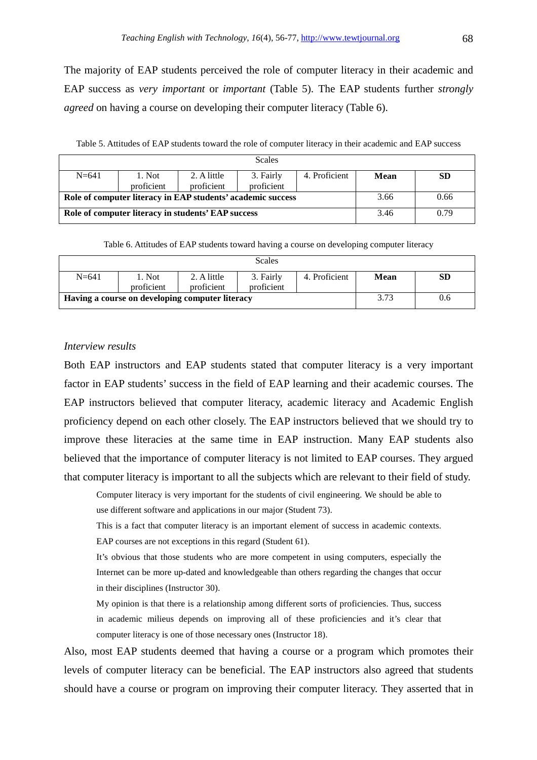The majority of EAP students perceived the role of computer literacy in their academic and EAP success as *very important* or *important* (Table 5). The EAP students further *strongly agreed* on having a course on developing their computer literacy (Table 6).

Table 5. Attitudes of EAP students toward the role of computer literacy in their academic and EAP success

| Scales | | | | | | |
|---|---|---|---|---|---|---|
| N=641 | 1. Not proficient | 2. A little proficient | 3. Fairly proficient | 4. Proficient | **Mean** | **SD** |
| **Role of computer literacy in EAP students' academic success** | | | | | 3.66 | 0.66 |
| **Role of computer literacy in students' EAP success** | | | | | 3.46 | 0.79 |

Table 6. Attitudes of EAP students toward having a course on developing computer literacy

| Scales | | | | | | |
|---|---|---|---|---|---|---|
| N=641 | 1. Not proficient | 2. A little proficient | 3. Fairly proficient | 4. Proficient | **Mean** | **SD** |
| **Having a course on developing computer literacy** | | | | | 3.73 | 0.6 |

*Interview results*

Both EAP instructors and EAP students stated that computer literacy is a very important factor in EAP students' success in the field of EAP learning and their academic courses. The EAP instructors believed that computer literacy, academic literacy and Academic English proficiency depend on each other closely. The EAP instructors believed that we should try to improve these literacies at the same time in EAP instruction. Many EAP students also believed that the importance of computer literacy is not limited to EAP courses. They argued that computer literacy is important to all the subjects which are relevant to their field of study.

> Computer literacy is very important for the students of civil engineering. We should be able to use different software and applications in our major (Student 73).
>
> This is a fact that computer literacy is an important element of success in academic contexts. EAP courses are not exceptions in this regard (Student 61).
>
> It's obvious that those students who are more competent in using computers, especially the Internet can be more up-dated and knowledgeable than others regarding the changes that occur in their disciplines (Instructor 30).
>
> My opinion is that there is a relationship among different sorts of proficiencies. Thus, success in academic milieus depends on improving all of these proficiencies and it's clear that computer literacy is one of those necessary ones (Instructor 18).

Also, most EAP students deemed that having a course or a program which promotes their levels of computer literacy can be beneficial. The EAP instructors also agreed that students should have a course or program on improving their computer literacy. They asserted that in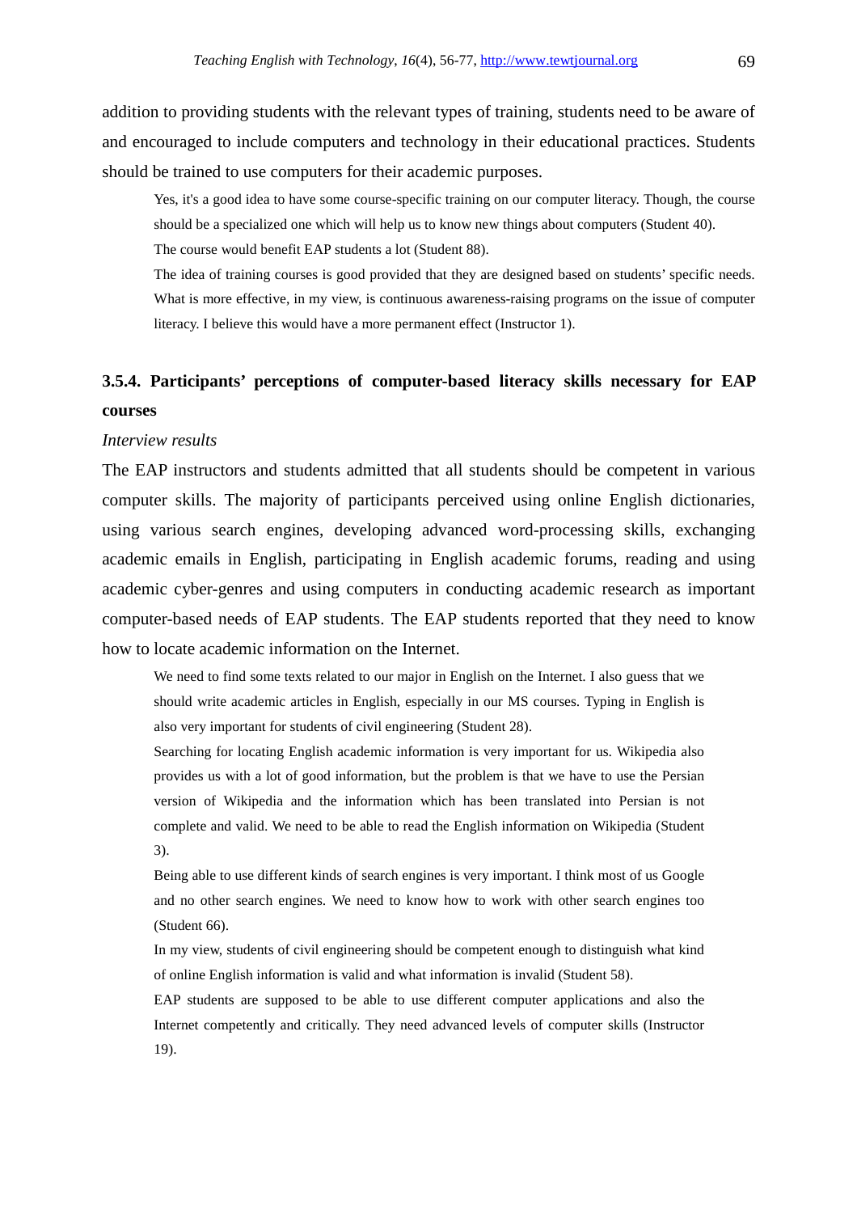addition to providing students with the relevant types of training, students need to be aware of and encouraged to include computers and technology in their educational practices. Students should be trained to use computers for their academic purposes.

> Yes, it's a good idea to have some course-specific training on our computer literacy. Though, the course should be a specialized one which will help us to know new things about computers (Student 40).
>
> The course would benefit EAP students a lot (Student 88).
>
> The idea of training courses is good provided that they are designed based on students' specific needs. What is more effective, in my view, is continuous awareness-raising programs on the issue of computer literacy. I believe this would have a more permanent effect (Instructor 1).

### 3.5.4. Participants' perceptions of computer-based literacy skills necessary for EAP courses

*Interview results*

The EAP instructors and students admitted that all students should be competent in various computer skills. The majority of participants perceived using online English dictionaries, using various search engines, developing advanced word-processing skills, exchanging academic emails in English, participating in English academic forums, reading and using academic cyber-genres and using computers in conducting academic research as important computer-based needs of EAP students. The EAP students reported that they need to know how to locate academic information on the Internet.

> We need to find some texts related to our major in English on the Internet. I also guess that we should write academic articles in English, especially in our MS courses. Typing in English is also very important for students of civil engineering (Student 28).
>
> Searching for locating English academic information is very important for us. Wikipedia also provides us with a lot of good information, but the problem is that we have to use the Persian version of Wikipedia and the information which has been translated into Persian is not complete and valid. We need to be able to read the English information on Wikipedia (Student 3).
>
> Being able to use different kinds of search engines is very important. I think most of us Google and no other search engines. We need to know how to work with other search engines too (Student 66).
>
> In my view, students of civil engineering should be competent enough to distinguish what kind of online English information is valid and what information is invalid (Student 58).
>
> EAP students are supposed to be able to use different computer applications and also the Internet competently and critically. They need advanced levels of computer skills (Instructor 19).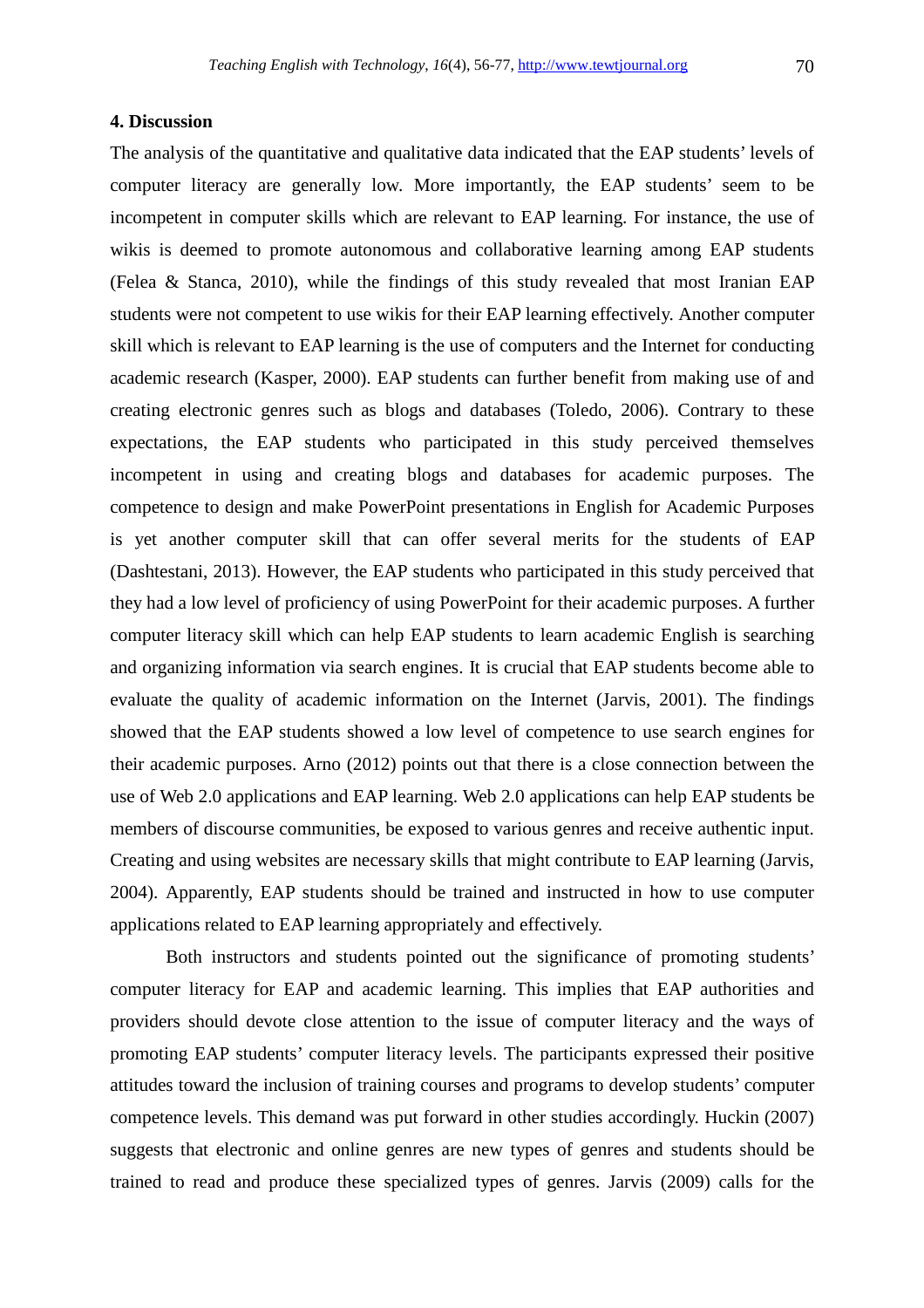## 4. Discussion

The analysis of the quantitative and qualitative data indicated that the EAP students' levels of computer literacy are generally low. More importantly, the EAP students' seem to be incompetent in computer skills which are relevant to EAP learning. For instance, the use of wikis is deemed to promote autonomous and collaborative learning among EAP students (Felea & Stanca, 2010), while the findings of this study revealed that most Iranian EAP students were not competent to use wikis for their EAP learning effectively. Another computer skill which is relevant to EAP learning is the use of computers and the Internet for conducting academic research (Kasper, 2000). EAP students can further benefit from making use of and creating electronic genres such as blogs and databases (Toledo, 2006). Contrary to these expectations, the EAP students who participated in this study perceived themselves incompetent in using and creating blogs and databases for academic purposes. The competence to design and make PowerPoint presentations in English for Academic Purposes is yet another computer skill that can offer several merits for the students of EAP (Dashtestani, 2013). However, the EAP students who participated in this study perceived that they had a low level of proficiency of using PowerPoint for their academic purposes. A further computer literacy skill which can help EAP students to learn academic English is searching and organizing information via search engines. It is crucial that EAP students become able to evaluate the quality of academic information on the Internet (Jarvis, 2001). The findings showed that the EAP students showed a low level of competence to use search engines for their academic purposes. Arno (2012) points out that there is a close connection between the use of Web 2.0 applications and EAP learning. Web 2.0 applications can help EAP students be members of discourse communities, be exposed to various genres and receive authentic input. Creating and using websites are necessary skills that might contribute to EAP learning (Jarvis, 2004). Apparently, EAP students should be trained and instructed in how to use computer applications related to EAP learning appropriately and effectively.

Both instructors and students pointed out the significance of promoting students' computer literacy for EAP and academic learning. This implies that EAP authorities and providers should devote close attention to the issue of computer literacy and the ways of promoting EAP students' computer literacy levels. The participants expressed their positive attitudes toward the inclusion of training courses and programs to develop students' computer competence levels. This demand was put forward in other studies accordingly. Huckin (2007) suggests that electronic and online genres are new types of genres and students should be trained to read and produce these specialized types of genres. Jarvis (2009) calls for the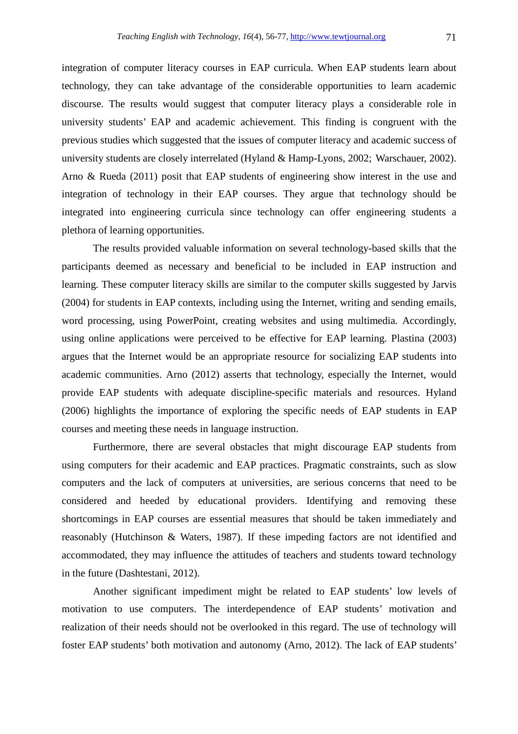integration of computer literacy courses in EAP curricula. When EAP students learn about technology, they can take advantage of the considerable opportunities to learn academic discourse. The results would suggest that computer literacy plays a considerable role in university students' EAP and academic achievement. This finding is congruent with the previous studies which suggested that the issues of computer literacy and academic success of university students are closely interrelated (Hyland & Hamp-Lyons, 2002; Warschauer, 2002). Arno & Rueda (2011) posit that EAP students of engineering show interest in the use and integration of technology in their EAP courses. They argue that technology should be integrated into engineering curricula since technology can offer engineering students a plethora of learning opportunities.

The results provided valuable information on several technology-based skills that the participants deemed as necessary and beneficial to be included in EAP instruction and learning. These computer literacy skills are similar to the computer skills suggested by Jarvis (2004) for students in EAP contexts, including using the Internet, writing and sending emails, word processing, using PowerPoint, creating websites and using multimedia. Accordingly, using online applications were perceived to be effective for EAP learning. Plastina (2003) argues that the Internet would be an appropriate resource for socializing EAP students into academic communities. Arno (2012) asserts that technology, especially the Internet, would provide EAP students with adequate discipline-specific materials and resources. Hyland (2006) highlights the importance of exploring the specific needs of EAP students in EAP courses and meeting these needs in language instruction.

Furthermore, there are several obstacles that might discourage EAP students from using computers for their academic and EAP practices. Pragmatic constraints, such as slow computers and the lack of computers at universities, are serious concerns that need to be considered and heeded by educational providers. Identifying and removing these shortcomings in EAP courses are essential measures that should be taken immediately and reasonably (Hutchinson & Waters, 1987). If these impeding factors are not identified and accommodated, they may influence the attitudes of teachers and students toward technology in the future (Dashtestani, 2012).

Another significant impediment might be related to EAP students' low levels of motivation to use computers. The interdependence of EAP students' motivation and realization of their needs should not be overlooked in this regard. The use of technology will foster EAP students' both motivation and autonomy (Arno, 2012). The lack of EAP students'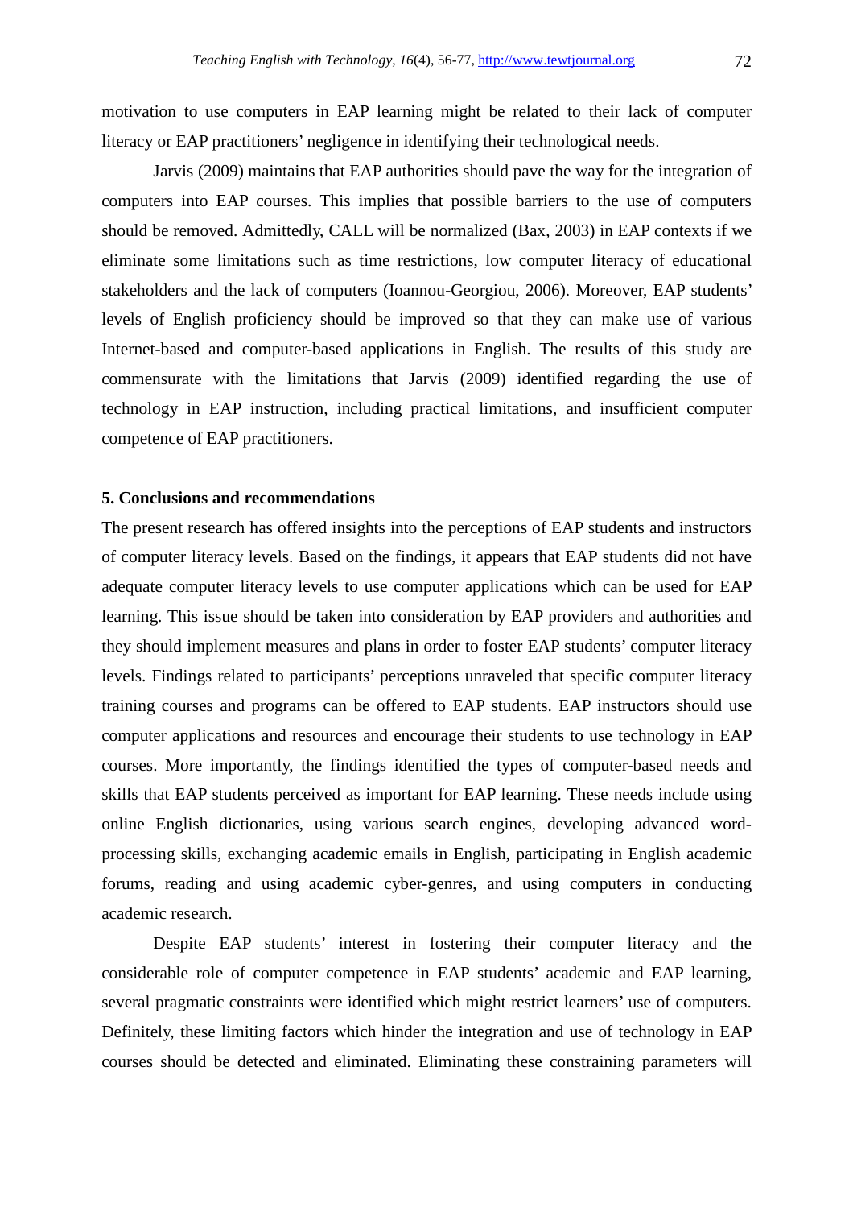motivation to use computers in EAP learning might be related to their lack of computer literacy or EAP practitioners' negligence in identifying their technological needs.

Jarvis (2009) maintains that EAP authorities should pave the way for the integration of computers into EAP courses. This implies that possible barriers to the use of computers should be removed. Admittedly, CALL will be normalized (Bax, 2003) in EAP contexts if we eliminate some limitations such as time restrictions, low computer literacy of educational stakeholders and the lack of computers (Ioannou-Georgiou, 2006). Moreover, EAP students' levels of English proficiency should be improved so that they can make use of various Internet-based and computer-based applications in English. The results of this study are commensurate with the limitations that Jarvis (2009) identified regarding the use of technology in EAP instruction, including practical limitations, and insufficient computer competence of EAP practitioners.

## 5. Conclusions and recommendations

The present research has offered insights into the perceptions of EAP students and instructors of computer literacy levels. Based on the findings, it appears that EAP students did not have adequate computer literacy levels to use computer applications which can be used for EAP learning. This issue should be taken into consideration by EAP providers and authorities and they should implement measures and plans in order to foster EAP students' computer literacy levels. Findings related to participants' perceptions unraveled that specific computer literacy training courses and programs can be offered to EAP students. EAP instructors should use computer applications and resources and encourage their students to use technology in EAP courses. More importantly, the findings identified the types of computer-based needs and skills that EAP students perceived as important for EAP learning. These needs include using online English dictionaries, using various search engines, developing advanced word-processing skills, exchanging academic emails in English, participating in English academic forums, reading and using academic cyber-genres, and using computers in conducting academic research.

Despite EAP students' interest in fostering their computer literacy and the considerable role of computer competence in EAP students' academic and EAP learning, several pragmatic constraints were identified which might restrict learners' use of computers. Definitely, these limiting factors which hinder the integration and use of technology in EAP courses should be detected and eliminated. Eliminating these constraining parameters will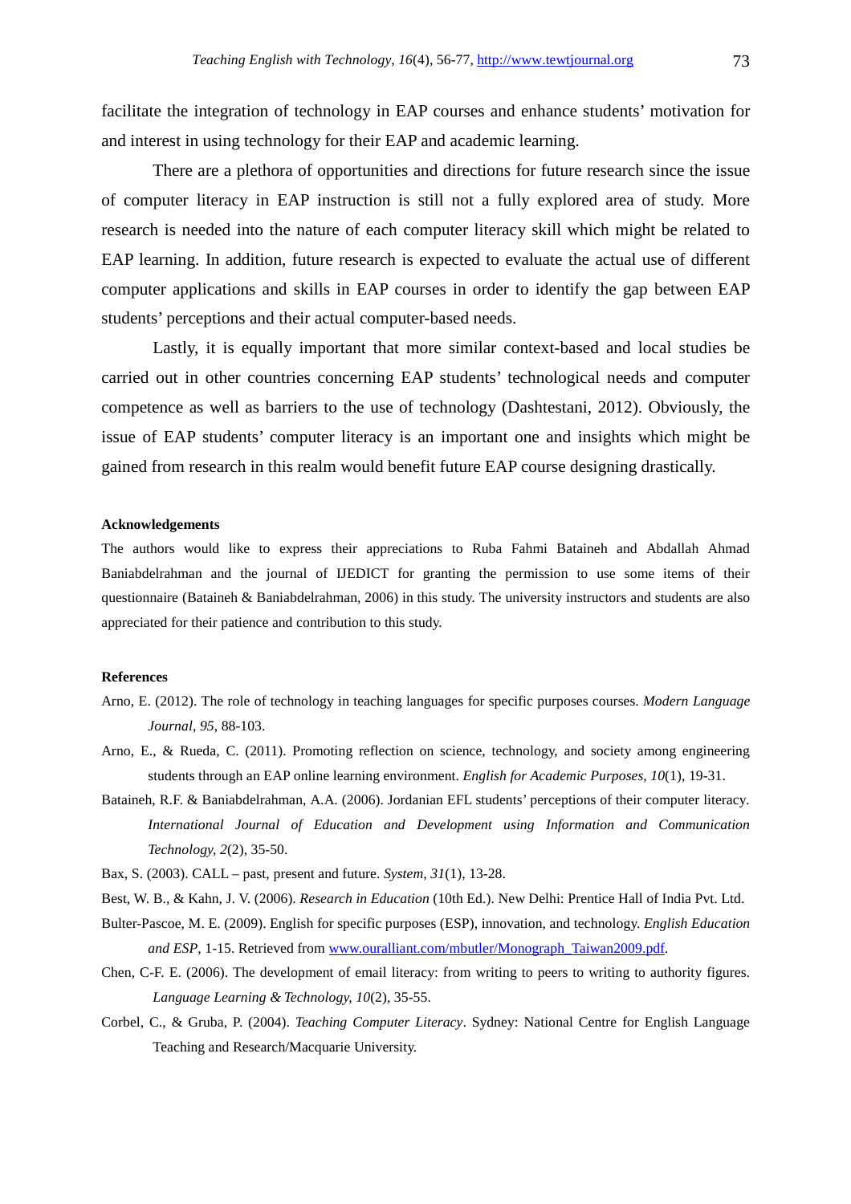facilitate the integration of technology in EAP courses and enhance students' motivation for and interest in using technology for their EAP and academic learning.

There are a plethora of opportunities and directions for future research since the issue of computer literacy in EAP instruction is still not a fully explored area of study. More research is needed into the nature of each computer literacy skill which might be related to EAP learning. In addition, future research is expected to evaluate the actual use of different computer applications and skills in EAP courses in order to identify the gap between EAP students' perceptions and their actual computer-based needs.

Lastly, it is equally important that more similar context-based and local studies be carried out in other countries concerning EAP students' technological needs and computer competence as well as barriers to the use of technology (Dashtestani, 2012). Obviously, the issue of EAP students' computer literacy is an important one and insights which might be gained from research in this realm would benefit future EAP course designing drastically.

**Acknowledgements**

The authors would like to express their appreciations to Ruba Fahmi Bataineh and Abdallah Ahmad Baniabdelrahman and the journal of IJEDICT for granting the permission to use some items of their questionnaire (Bataineh & Baniabdelrahman, 2006) in this study. The university instructors and students are also appreciated for their patience and contribution to this study.

**References**

Arno, E. (2012). The role of technology in teaching languages for specific purposes courses. *Modern Language Journal, 95*, 88-103.

Arno, E., & Rueda, C. (2011). Promoting reflection on science, technology, and society among engineering students through an EAP online learning environment. *English for Academic Purposes, 10*(1), 19-31.

Bataineh, R.F. & Baniabdelrahman, A.A. (2006). Jordanian EFL students' perceptions of their computer literacy. *International Journal of Education and Development using Information and Communication Technology, 2*(2), 35-50.

Bax, S. (2003). CALL – past, present and future. *System, 31*(1), 13-28.

Best, W. B., & Kahn, J. V. (2006). *Research in Education* (10th Ed.). New Delhi: Prentice Hall of India Pvt. Ltd.

Bulter-Pascoe, M. E. (2009). English for specific purposes (ESP), innovation, and technology. *English Education and ESP*, 1-15. Retrieved from www.ouralliant.com/mbutler/Monograph_Taiwan2009.pdf.

Chen, C-F. E. (2006). The development of email literacy: from writing to peers to writing to authority figures. *Language Learning & Technology, 10*(2), 35-55.

Corbel, C., & Gruba, P. (2004). *Teaching Computer Literacy*. Sydney: National Centre for English Language Teaching and Research/Macquarie University.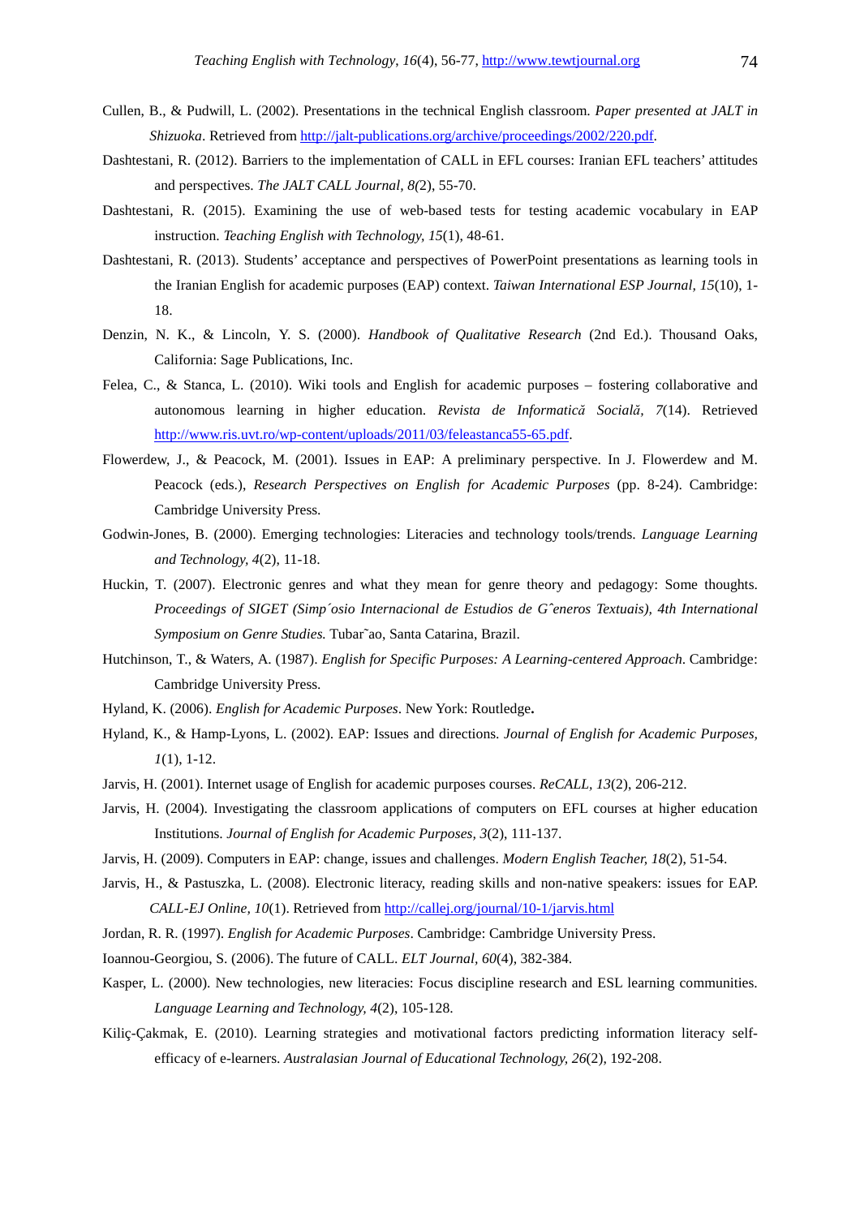Cullen, B., & Pudwill, L. (2002). Presentations in the technical English classroom. *Paper presented at JALT in Shizuoka*. Retrieved from http://jalt-publications.org/archive/proceedings/2002/220.pdf.

Dashtestani, R. (2012). Barriers to the implementation of CALL in EFL courses: Iranian EFL teachers' attitudes and perspectives. *The JALT CALL Journal, 8*(2), 55-70.

Dashtestani, R. (2015). Examining the use of web-based tests for testing academic vocabulary in EAP instruction. *Teaching English with Technology, 15*(1), 48-61.

Dashtestani, R. (2013). Students' acceptance and perspectives of PowerPoint presentations as learning tools in the Iranian English for academic purposes (EAP) context. *Taiwan International ESP Journal, 15*(10), 1-18.

Denzin, N. K., & Lincoln, Y. S. (2000). *Handbook of Qualitative Research* (2nd Ed.). Thousand Oaks, California: Sage Publications, Inc.

Felea, C., & Stanca, L. (2010). Wiki tools and English for academic purposes – fostering collaborative and autonomous learning in higher education. *Revista de Informatică Socială, 7*(14). Retrieved http://www.ris.uvt.ro/wp-content/uploads/2011/03/feleastanca55-65.pdf.

Flowerdew, J., & Peacock, M. (2001). Issues in EAP: A preliminary perspective. In J. Flowerdew and M. Peacock (eds.), *Research Perspectives on English for Academic Purposes* (pp. 8-24). Cambridge: Cambridge University Press.

Godwin-Jones, B. (2000). Emerging technologies: Literacies and technology tools/trends. *Language Learning and Technology, 4*(2), 11-18.

Huckin, T. (2007). Electronic genres and what they mean for genre theory and pedagogy: Some thoughts. *Proceedings of SIGET (Simp´osio Internacional de Estudios de Gˆeneros Textuais), 4th International Symposium on Genre Studies.* Tubar˜ao, Santa Catarina, Brazil.

Hutchinson, T., & Waters, A. (1987). *English for Specific Purposes: A Learning-centered Approach*. Cambridge: Cambridge University Press.

Hyland, K. (2006). *English for Academic Purposes*. New York: Routledge**.**

Hyland, K., & Hamp-Lyons, L. (2002). EAP: Issues and directions. *Journal of English for Academic Purposes, 1*(1), 1-12.

Jarvis, H. (2001). Internet usage of English for academic purposes courses. *ReCALL, 13*(2), 206-212.

Jarvis, H. (2004). Investigating the classroom applications of computers on EFL courses at higher education Institutions. *Journal of English for Academic Purposes, 3*(2), 111-137.

Jarvis, H. (2009). Computers in EAP: change, issues and challenges. *Modern English Teacher, 18*(2), 51-54.

Jarvis, H., & Pastuszka, L. (2008). Electronic literacy, reading skills and non-native speakers: issues for EAP. *CALL-EJ Online, 10*(1). Retrieved from http://callej.org/journal/10-1/jarvis.html

Jordan, R. R. (1997). *English for Academic Purposes*. Cambridge: Cambridge University Press.

Ioannou-Georgiou, S. (2006). The future of CALL. *ELT Journal, 60*(4), 382-384.

Kasper, L. (2000). New technologies, new literacies: Focus discipline research and ESL learning communities. *Language Learning and Technology, 4*(2), 105-128.

Kiliç-Çakmak, E. (2010). Learning strategies and motivational factors predicting information literacy self-efficacy of e-learners. *Australasian Journal of Educational Technology, 26*(2), 192-208.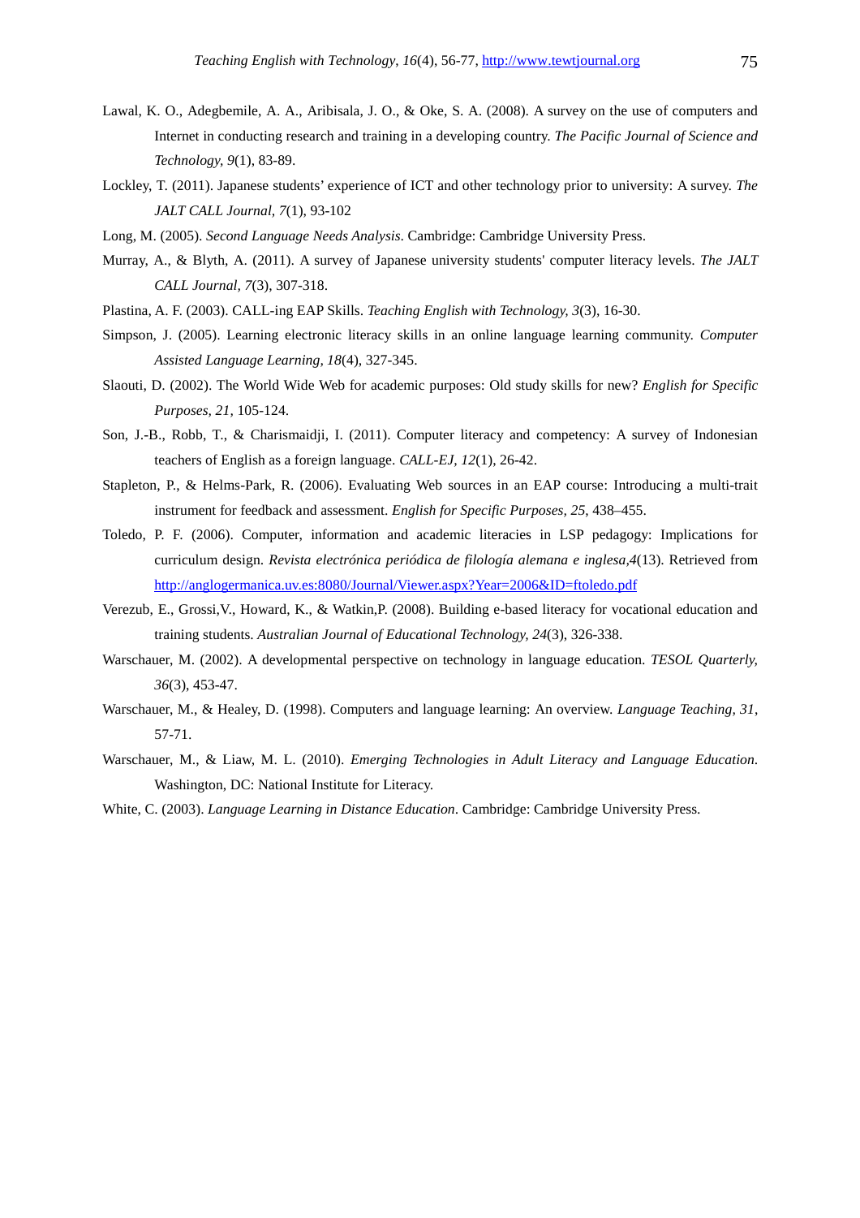Lawal, K. O., Adegbemile, A. A., Aribisala, J. O., & Oke, S. A. (2008). A survey on the use of computers and Internet in conducting research and training in a developing country. *The Pacific Journal of Science and Technology, 9*(1), 83-89.

Lockley, T. (2011). Japanese students' experience of ICT and other technology prior to university: A survey. *The JALT CALL Journal, 7*(1), 93-102

Long, M. (2005). *Second Language Needs Analysis*. Cambridge: Cambridge University Press.

Murray, A., & Blyth, A. (2011). A survey of Japanese university students' computer literacy levels. *The JALT CALL Journal, 7*(3), 307-318.

Plastina, A. F. (2003). CALL-ing EAP Skills. *Teaching English with Technology, 3*(3), 16-30.

Simpson, J. (2005). Learning electronic literacy skills in an online language learning community. *Computer Assisted Language Learning, 18*(4), 327-345.

Slaouti, D. (2002). The World Wide Web for academic purposes: Old study skills for new? *English for Specific Purposes, 21,* 105-124.

Son, J.-B., Robb, T., & Charismaidji, I. (2011). Computer literacy and competency: A survey of Indonesian teachers of English as a foreign language. *CALL-EJ, 12*(1), 26-42.

Stapleton, P., & Helms-Park, R. (2006). Evaluating Web sources in an EAP course: Introducing a multi-trait instrument for feedback and assessment. *English for Specific Purposes, 25*, 438–455.

Toledo, P. F. (2006). Computer, information and academic literacies in LSP pedagogy: Implications for curriculum design. *Revista electrónica periódica de filología alemana e inglesa,4*(13). Retrieved from http://anglogermanica.uv.es:8080/Journal/Viewer.aspx?Year=2006&ID=ftoledo.pdf

Verezub, E., Grossi,V., Howard, K., & Watkin,P. (2008). Building e-based literacy for vocational education and training students. *Australian Journal of Educational Technology, 24*(3), 326-338.

Warschauer, M. (2002). A developmental perspective on technology in language education. *TESOL Quarterly, 36*(3), 453-47.

Warschauer, M., & Healey, D. (1998). Computers and language learning: An overview. *Language Teaching, 31*, 57-71.

Warschauer, M., & Liaw, M. L. (2010). *Emerging Technologies in Adult Literacy and Language Education*. Washington, DC: National Institute for Literacy.

White, C. (2003). *Language Learning in Distance Education*. Cambridge: Cambridge University Press.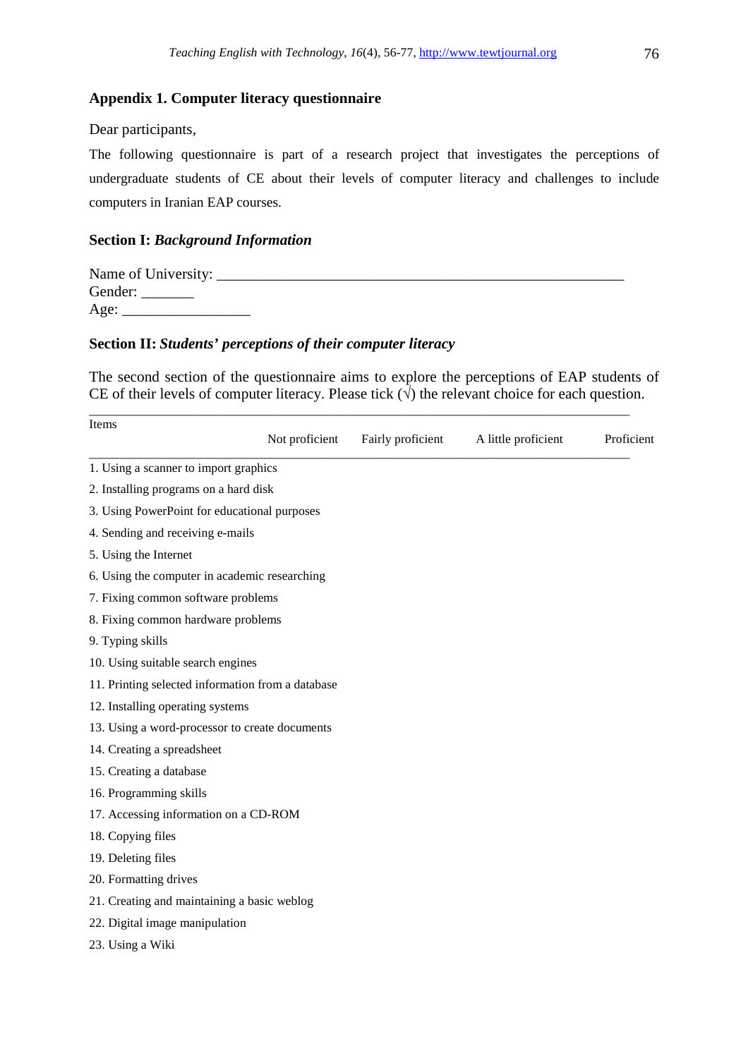## Appendix 1. Computer literacy questionnaire

Dear participants,

The following questionnaire is part of a research project that investigates the perceptions of undergraduate students of CE about their levels of computer literacy and challenges to include computers in Iranian EAP courses.

### Section I: *Background Information*

Name of University: ________________________________________________________
Gender: _______
Age: _________________

### Section II: *Students' perceptions of their computer literacy*

The second section of the questionnaire aims to explore the perceptions of EAP students of CE of their levels of computer literacy. Please tick (√) the relevant choice for each question.

| Items | Not proficient | Fairly proficient | A little proficient | Proficient |
|---|---|---|---|---|
| 1. Using a scanner to import graphics | | | | |
| 2. Installing programs on a hard disk | | | | |
| 3. Using PowerPoint for educational purposes | | | | |
| 4. Sending and receiving e-mails | | | | |
| 5. Using the Internet | | | | |
| 6. Using the computer in academic researching | | | | |
| 7. Fixing common software problems | | | | |
| 8. Fixing common hardware problems | | | | |
| 9. Typing skills | | | | |
| 10. Using suitable search engines | | | | |
| 11. Printing selected information from a database | | | | |
| 12. Installing operating systems | | | | |
| 13. Using a word-processor to create documents | | | | |
| 14. Creating a spreadsheet | | | | |
| 15. Creating a database | | | | |
| 16. Programming skills | | | | |
| 17. Accessing information on a CD-ROM | | | | |
| 18. Copying files | | | | |
| 19. Deleting files | | | | |
| 20. Formatting drives | | | | |
| 21. Creating and maintaining a basic weblog | | | | |
| 22. Digital image manipulation | | | | |
| 23. Using a Wiki | | | | |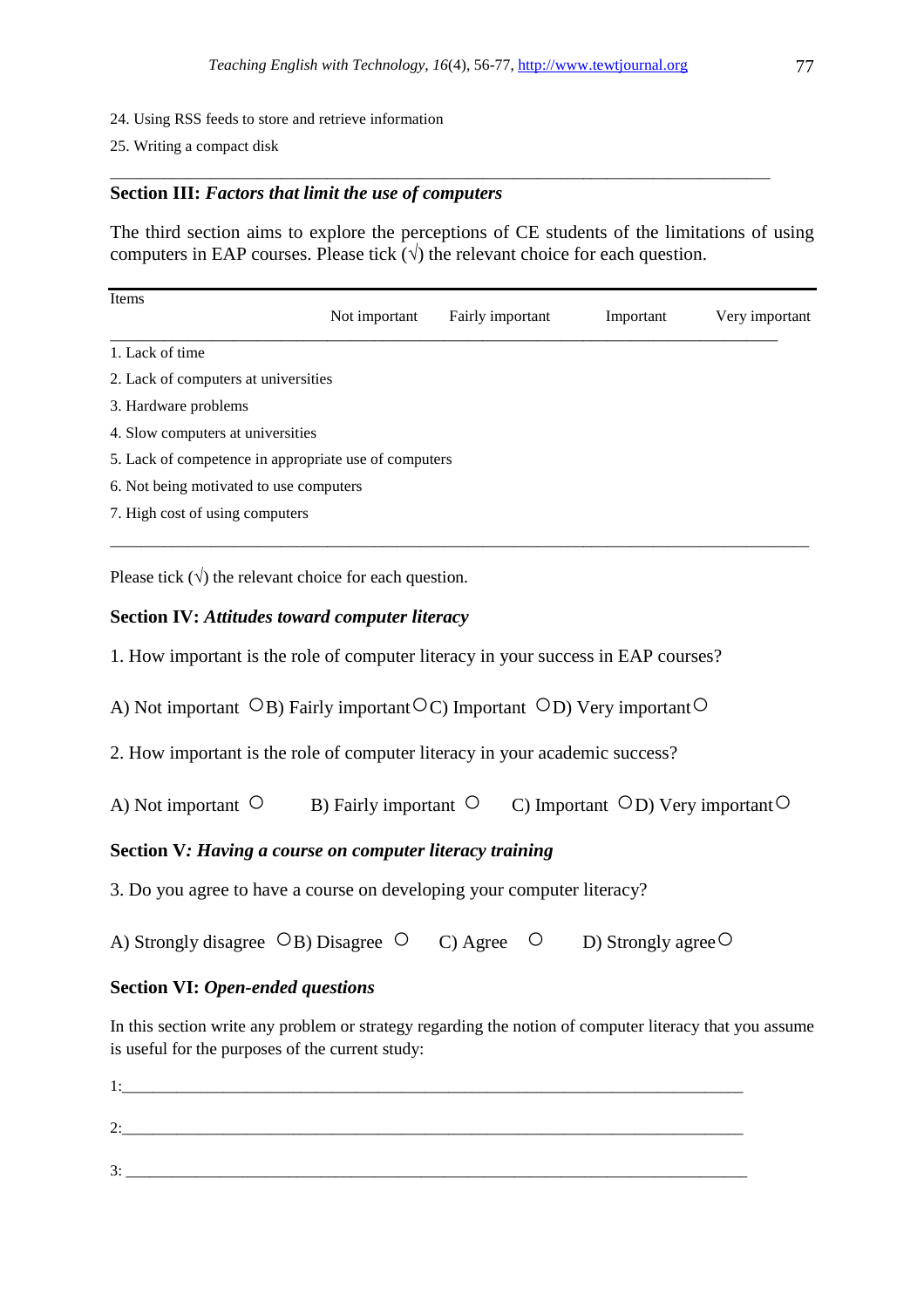24. Using RSS feeds to store and retrieve information

25. Writing a compact disk

---

**Section III:** ***Factors that limit the use of computers***

The third section aims to explore the perceptions of CE students of the limitations of using computers in EAP courses. Please tick (√) the relevant choice for each question.

| Items | Not important | Fairly important | Important | Very important |
|---|---|---|---|---|
| 1. Lack of time | | | | |
| 2. Lack of computers at universities | | | | |
| 3. Hardware problems | | | | |
| 4. Slow computers at universities | | | | |
| 5. Lack of competence in appropriate use of computers | | | | |
| 6. Not being motivated to use computers | | | | |
| 7. High cost of using computers | | | | |

Please tick (√) the relevant choice for each question.

**Section IV:** ***Attitudes toward computer literacy***

1. How important is the role of computer literacy in your success in EAP courses?

A) Not important ○ B) Fairly important ○ C) Important ○ D) Very important ○

2. How important is the role of computer literacy in your academic success?

A) Not important ○ B) Fairly important ○ C) Important ○ D) Very important ○

**Section V:** ***Having a course on computer literacy training***

3. Do you agree to have a course on developing your computer literacy?

A) Strongly disagree ○ B) Disagree ○ C) Agree ○ D) Strongly agree ○

**Section VI:** ***Open-ended questions***

In this section write any problem or strategy regarding the notion of computer literacy that you assume is useful for the purposes of the current study:

1:\_\_\_\_\_\_\_\_\_\_\_\_\_\_\_\_\_\_\_\_\_\_\_\_\_\_\_\_\_\_\_\_\_\_\_\_\_\_\_\_\_\_\_\_\_\_\_\_\_\_\_\_\_\_\_\_

2:\_\_\_\_\_\_\_\_\_\_\_\_\_\_\_\_\_\_\_\_\_\_\_\_\_\_\_\_\_\_\_\_\_\_\_\_\_\_\_\_\_\_\_\_\_\_\_\_\_\_\_\_\_\_\_\_

3: \_\_\_\_\_\_\_\_\_\_\_\_\_\_\_\_\_\_\_\_\_\_\_\_\_\_\_\_\_\_\_\_\_\_\_\_\_\_\_\_\_\_\_\_\_\_\_\_\_\_\_\_\_\_\_\_